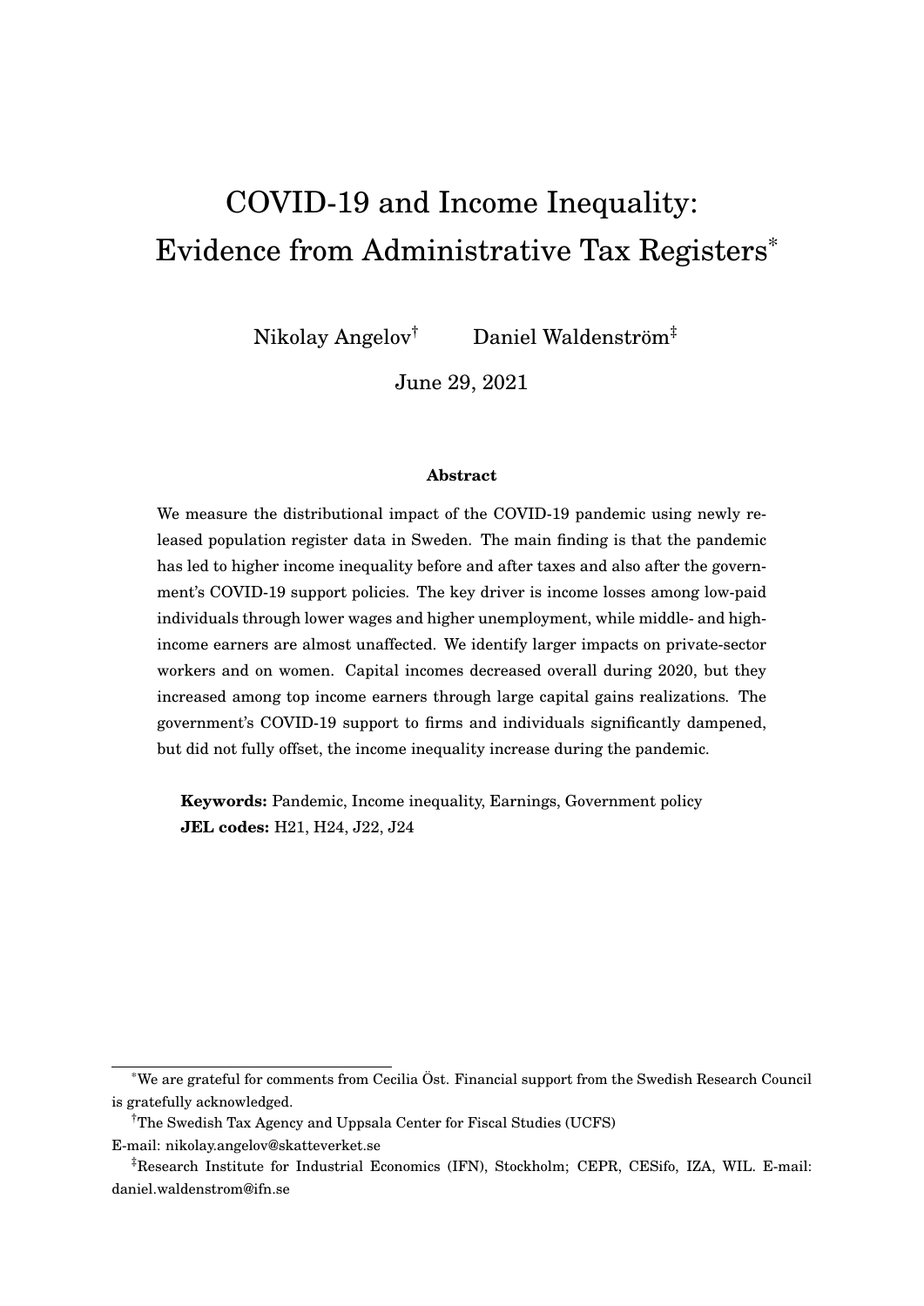# COVID-19 and Income Inequality: Evidence from Administrative Tax Registers[*]

Nikolay Angelov[†] Daniel Waldenström[‡]

June 29, 2021

### Abstract

We measure the distributional impact of the COVID-19 pandemic using newly released population register data in Sweden. The main finding is that the pandemic has led to higher income inequality before and after taxes and also after the government's COVID-19 support policies. The key driver is income losses among low-paid individuals through lower wages and higher unemployment, while middle- and high-income earners are almost unaffected. We identify larger impacts on private-sector workers and on women. Capital incomes decreased overall during 2020, but they increased among top income earners through large capital gains realizations. The government's COVID-19 support to firms and individuals significantly dampened, but did not fully offset, the income inequality increase during the pandemic.

**Keywords:** Pandemic, Income inequality, Earnings, Government policy
**JEL codes:** H21, H24, J22, J24

---

[*] We are grateful for comments from Cecilia Öst. Financial support from the Swedish Research Council is gratefully acknowledged.

[†] The Swedish Tax Agency and Uppsala Center for Fiscal Studies (UCFS)
E-mail: nikolay.angelov@skatteverket.se

[‡] Research Institute for Industrial Economics (IFN), Stockholm; CEPR, CESifo, IZA, WIL. E-mail: daniel.waldenstrom@ifn.se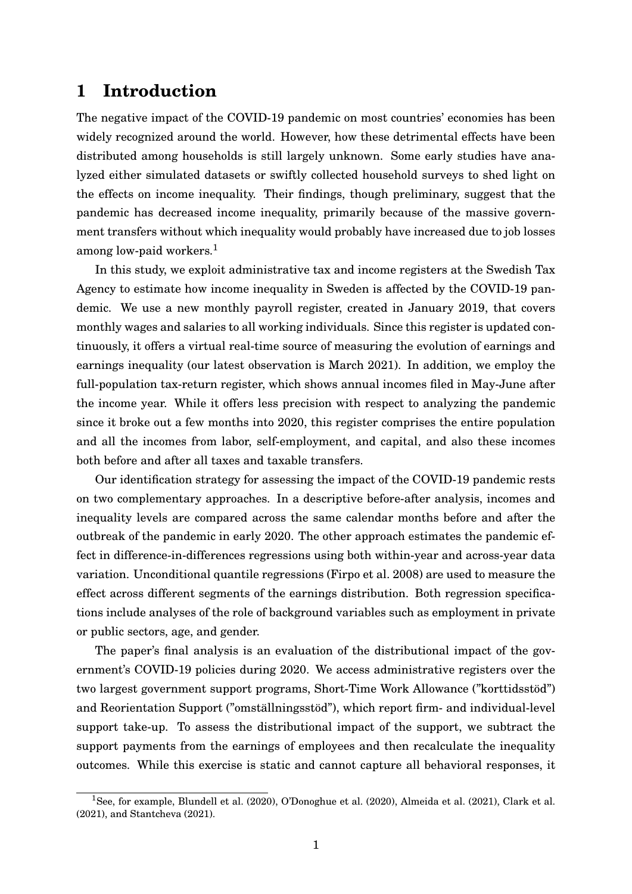# 1 Introduction

The negative impact of the COVID-19 pandemic on most countries' economies has been widely recognized around the world. However, how these detrimental effects have been distributed among households is still largely unknown. Some early studies have analyzed either simulated datasets or swiftly collected household surveys to shed light on the effects on income inequality. Their findings, though preliminary, suggest that the pandemic has decreased income inequality, primarily because of the massive government transfers without which inequality would probably have increased due to job losses among low-paid workers.[1]

In this study, we exploit administrative tax and income registers at the Swedish Tax Agency to estimate how income inequality in Sweden is affected by the COVID-19 pandemic. We use a new monthly payroll register, created in January 2019, that covers monthly wages and salaries to all working individuals. Since this register is updated continuously, it offers a virtual real-time source of measuring the evolution of earnings and earnings inequality (our latest observation is March 2021). In addition, we employ the full-population tax-return register, which shows annual incomes filed in May-June after the income year. While it offers less precision with respect to analyzing the pandemic since it broke out a few months into 2020, this register comprises the entire population and all the incomes from labor, self-employment, and capital, and also these incomes both before and after all taxes and taxable transfers.

Our identification strategy for assessing the impact of the COVID-19 pandemic rests on two complementary approaches. In a descriptive before-after analysis, incomes and inequality levels are compared across the same calendar months before and after the outbreak of the pandemic in early 2020. The other approach estimates the pandemic effect in difference-in-differences regressions using both within-year and across-year data variation. Unconditional quantile regressions (Firpo et al. 2008) are used to measure the effect across different segments of the earnings distribution. Both regression specifications include analyses of the role of background variables such as employment in private or public sectors, age, and gender.

The paper's final analysis is an evaluation of the distributional impact of the government's COVID-19 policies during 2020. We access administrative registers over the two largest government support programs, Short-Time Work Allowance ("korttidsstöd") and Reorientation Support ("omställningsstöd"), which report firm- and individual-level support take-up. To assess the distributional impact of the support, we subtract the support payments from the earnings of employees and then recalculate the inequality outcomes. While this exercise is static and cannot capture all behavioral responses, it

[1] See, for example, Blundell et al. (2020), O'Donoghue et al. (2020), Almeida et al. (2021), Clark et al. (2021), and Stantcheva (2021).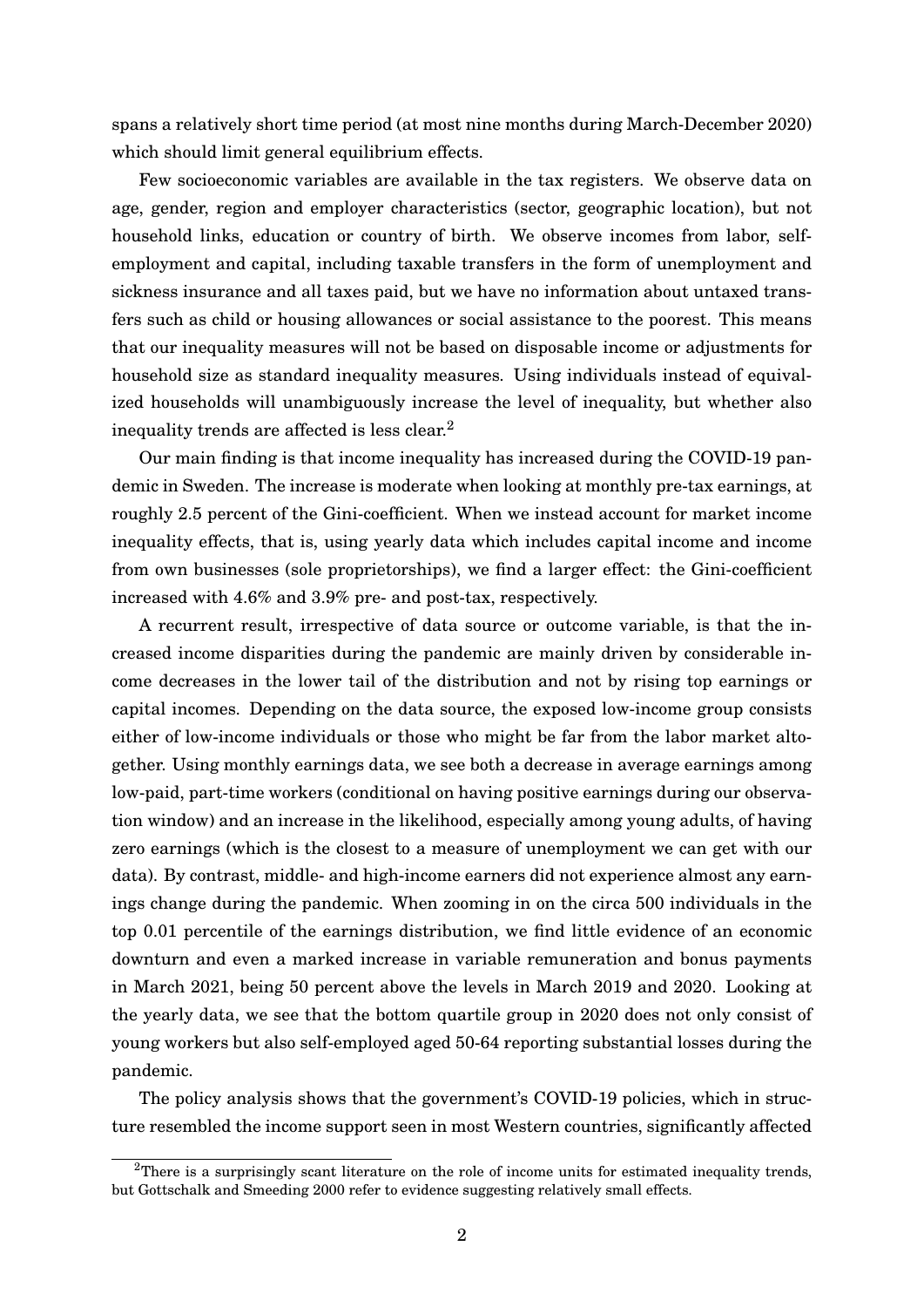spans a relatively short time period (at most nine months during March-December 2020) which should limit general equilibrium effects.

Few socioeconomic variables are available in the tax registers. We observe data on age, gender, region and employer characteristics (sector, geographic location), but not household links, education or country of birth. We observe incomes from labor, self-employment and capital, including taxable transfers in the form of unemployment and sickness insurance and all taxes paid, but we have no information about untaxed transfers such as child or housing allowances or social assistance to the poorest. This means that our inequality measures will not be based on disposable income or adjustments for household size as standard inequality measures. Using individuals instead of equivalized households will unambiguously increase the level of inequality, but whether also inequality trends are affected is less clear.[2]

Our main finding is that income inequality has increased during the COVID-19 pandemic in Sweden. The increase is moderate when looking at monthly pre-tax earnings, at roughly 2.5 percent of the Gini-coefficient. When we instead account for market income inequality effects, that is, using yearly data which includes capital income and income from own businesses (sole proprietorships), we find a larger effect: the Gini-coefficient increased with 4.6% and 3.9% pre- and post-tax, respectively.

A recurrent result, irrespective of data source or outcome variable, is that the increased income disparities during the pandemic are mainly driven by considerable income decreases in the lower tail of the distribution and not by rising top earnings or capital incomes. Depending on the data source, the exposed low-income group consists either of low-income individuals or those who might be far from the labor market altogether. Using monthly earnings data, we see both a decrease in average earnings among low-paid, part-time workers (conditional on having positive earnings during our observation window) and an increase in the likelihood, especially among young adults, of having zero earnings (which is the closest to a measure of unemployment we can get with our data). By contrast, middle- and high-income earners did not experience almost any earnings change during the pandemic. When zooming in on the circa 500 individuals in the top 0.01 percentile of the earnings distribution, we find little evidence of an economic downturn and even a marked increase in variable remuneration and bonus payments in March 2021, being 50 percent above the levels in March 2019 and 2020. Looking at the yearly data, we see that the bottom quartile group in 2020 does not only consist of young workers but also self-employed aged 50-64 reporting substantial losses during the pandemic.

The policy analysis shows that the government's COVID-19 policies, which in structure resembled the income support seen in most Western countries, significantly affected

[2] There is a surprisingly scant literature on the role of income units for estimated inequality trends, but Gottschalk and Smeeding 2000 refer to evidence suggesting relatively small effects.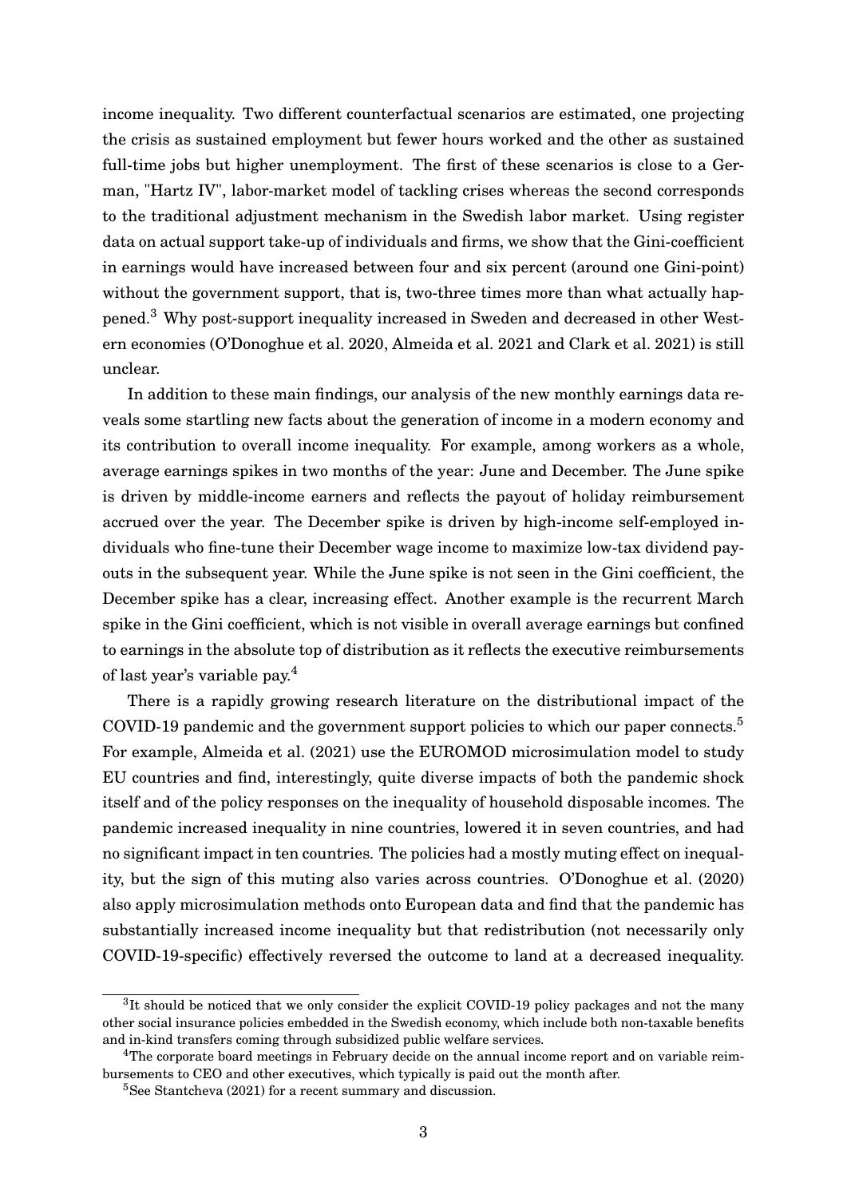income inequality. Two different counterfactual scenarios are estimated, one projecting the crisis as sustained employment but fewer hours worked and the other as sustained full-time jobs but higher unemployment. The first of these scenarios is close to a German, "Hartz IV", labor-market model of tackling crises whereas the second corresponds to the traditional adjustment mechanism in the Swedish labor market. Using register data on actual support take-up of individuals and firms, we show that the Gini-coefficient in earnings would have increased between four and six percent (around one Gini-point) without the government support, that is, two-three times more than what actually happened.[3] Why post-support inequality increased in Sweden and decreased in other Western economies (O'Donoghue et al. 2020, Almeida et al. 2021 and Clark et al. 2021) is still unclear.

In addition to these main findings, our analysis of the new monthly earnings data reveals some startling new facts about the generation of income in a modern economy and its contribution to overall income inequality. For example, among workers as a whole, average earnings spikes in two months of the year: June and December. The June spike is driven by middle-income earners and reflects the payout of holiday reimbursement accrued over the year. The December spike is driven by high-income self-employed individuals who fine-tune their December wage income to maximize low-tax dividend payouts in the subsequent year. While the June spike is not seen in the Gini coefficient, the December spike has a clear, increasing effect. Another example is the recurrent March spike in the Gini coefficient, which is not visible in overall average earnings but confined to earnings in the absolute top of distribution as it reflects the executive reimbursements of last year's variable pay.[4]

There is a rapidly growing research literature on the distributional impact of the COVID-19 pandemic and the government support policies to which our paper connects.[5] For example, Almeida et al. (2021) use the EUROMOD microsimulation model to study EU countries and find, interestingly, quite diverse impacts of both the pandemic shock itself and of the policy responses on the inequality of household disposable incomes. The pandemic increased inequality in nine countries, lowered it in seven countries, and had no significant impact in ten countries. The policies had a mostly muting effect on inequality, but the sign of this muting also varies across countries. O'Donoghue et al. (2020) also apply microsimulation methods onto European data and find that the pandemic has substantially increased income inequality but that redistribution (not necessarily only COVID-19-specific) effectively reversed the outcome to land at a decreased inequality.

[3] It should be noticed that we only consider the explicit COVID-19 policy packages and not the many other social insurance policies embedded in the Swedish economy, which include both non-taxable benefits and in-kind transfers coming through subsidized public welfare services.

[4] The corporate board meetings in February decide on the annual income report and on variable reimbursements to CEO and other executives, which typically is paid out the month after.

[5] See Stantcheva (2021) for a recent summary and discussion.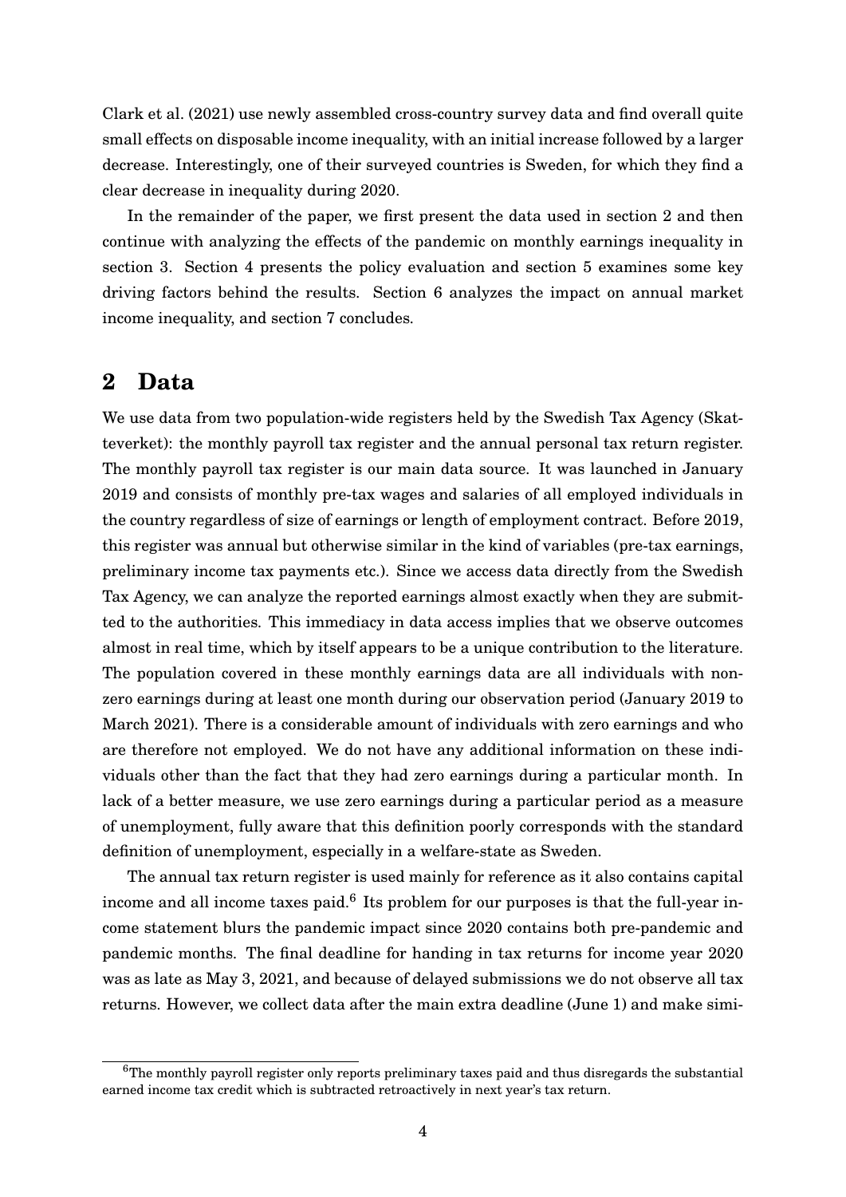Clark et al. (2021) use newly assembled cross-country survey data and find overall quite small effects on disposable income inequality, with an initial increase followed by a larger decrease. Interestingly, one of their surveyed countries is Sweden, for which they find a clear decrease in inequality during 2020.

In the remainder of the paper, we first present the data used in section 2 and then continue with analyzing the effects of the pandemic on monthly earnings inequality in section 3. Section 4 presents the policy evaluation and section 5 examines some key driving factors behind the results. Section 6 analyzes the impact on annual market income inequality, and section 7 concludes.

## 2 Data

We use data from two population-wide registers held by the Swedish Tax Agency (Skatteverket): the monthly payroll tax register and the annual personal tax return register. The monthly payroll tax register is our main data source. It was launched in January 2019 and consists of monthly pre-tax wages and salaries of all employed individuals in the country regardless of size of earnings or length of employment contract. Before 2019, this register was annual but otherwise similar in the kind of variables (pre-tax earnings, preliminary income tax payments etc.). Since we access data directly from the Swedish Tax Agency, we can analyze the reported earnings almost exactly when they are submitted to the authorities. This immediacy in data access implies that we observe outcomes almost in real time, which by itself appears to be a unique contribution to the literature. The population covered in these monthly earnings data are all individuals with non-zero earnings during at least one month during our observation period (January 2019 to March 2021). There is a considerable amount of individuals with zero earnings and who are therefore not employed. We do not have any additional information on these individuals other than the fact that they had zero earnings during a particular month. In lack of a better measure, we use zero earnings during a particular period as a measure of unemployment, fully aware that this definition poorly corresponds with the standard definition of unemployment, especially in a welfare-state as Sweden.

The annual tax return register is used mainly for reference as it also contains capital income and all income taxes paid.[6] Its problem for our purposes is that the full-year income statement blurs the pandemic impact since 2020 contains both pre-pandemic and pandemic months. The final deadline for handing in tax returns for income year 2020 was as late as May 3, 2021, and because of delayed submissions we do not observe all tax returns. However, we collect data after the main extra deadline (June 1) and make simi-

[6] The monthly payroll register only reports preliminary taxes paid and thus disregards the substantial earned income tax credit which is subtracted retroactively in next year's tax return.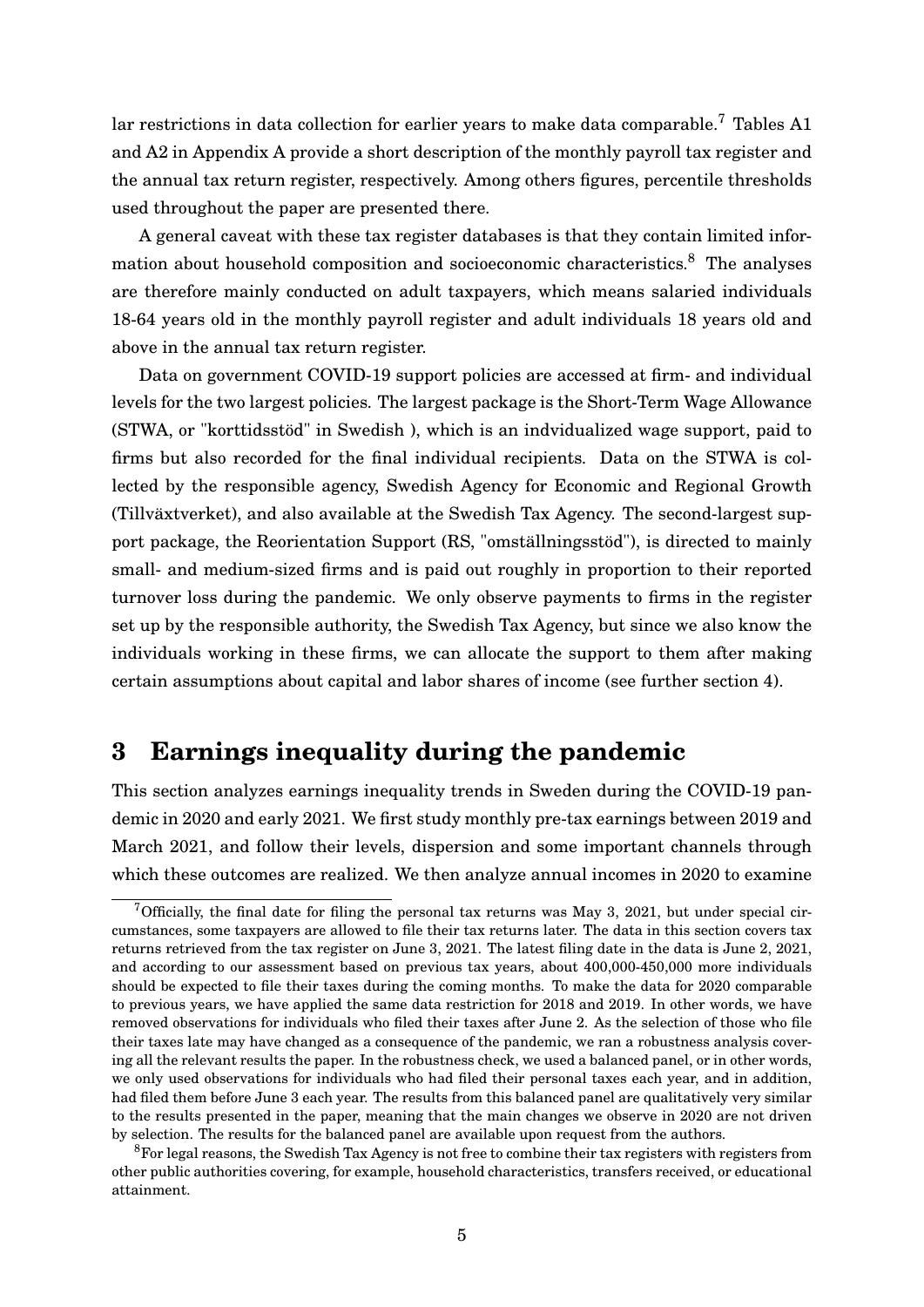lar restrictions in data collection for earlier years to make data comparable.[7] Tables A1 and A2 in Appendix A provide a short description of the monthly payroll tax register and the annual tax return register, respectively. Among others figures, percentile thresholds used throughout the paper are presented there.

A general caveat with these tax register databases is that they contain limited information about household composition and socioeconomic characteristics.[8] The analyses are therefore mainly conducted on adult taxpayers, which means salaried individuals 18-64 years old in the monthly payroll register and adult individuals 18 years old and above in the annual tax return register.

Data on government COVID-19 support policies are accessed at firm- and individual levels for the two largest policies. The largest package is the Short-Term Wage Allowance (STWA, or "korttidsstöd" in Swedish ), which is an indvidualized wage support, paid to firms but also recorded for the final individual recipients. Data on the STWA is collected by the responsible agency, Swedish Agency for Economic and Regional Growth (Tillväxtverket), and also available at the Swedish Tax Agency. The second-largest support package, the Reorientation Support (RS, "omställningsstöd"), is directed to mainly small- and medium-sized firms and is paid out roughly in proportion to their reported turnover loss during the pandemic. We only observe payments to firms in the register set up by the responsible authority, the Swedish Tax Agency, but since we also know the individuals working in these firms, we can allocate the support to them after making certain assumptions about capital and labor shares of income (see further section 4).

# 3 Earnings inequality during the pandemic

This section analyzes earnings inequality trends in Sweden during the COVID-19 pandemic in 2020 and early 2021. We first study monthly pre-tax earnings between 2019 and March 2021, and follow their levels, dispersion and some important channels through which these outcomes are realized. We then analyze annual incomes in 2020 to examine

[7] Officially, the final date for filing the personal tax returns was May 3, 2021, but under special circumstances, some taxpayers are allowed to file their tax returns later. The data in this section covers tax returns retrieved from the tax register on June 3, 2021. The latest filing date in the data is June 2, 2021, and according to our assessment based on previous tax years, about 400,000-450,000 more individuals should be expected to file their taxes during the coming months. To make the data for 2020 comparable to previous years, we have applied the same data restriction for 2018 and 2019. In other words, we have removed observations for individuals who filed their taxes after June 2. As the selection of those who file their taxes late may have changed as a consequence of the pandemic, we ran a robustness analysis covering all the relevant results the paper. In the robustness check, we used a balanced panel, or in other words, we only used observations for individuals who had filed their personal taxes each year, and in addition, had filed them before June 3 each year. The results from this balanced panel are qualitatively very similar to the results presented in the paper, meaning that the main changes we observe in 2020 are not driven by selection. The results for the balanced panel are available upon request from the authors.

[8] For legal reasons, the Swedish Tax Agency is not free to combine their tax registers with registers from other public authorities covering, for example, household characteristics, transfers received, or educational attainment.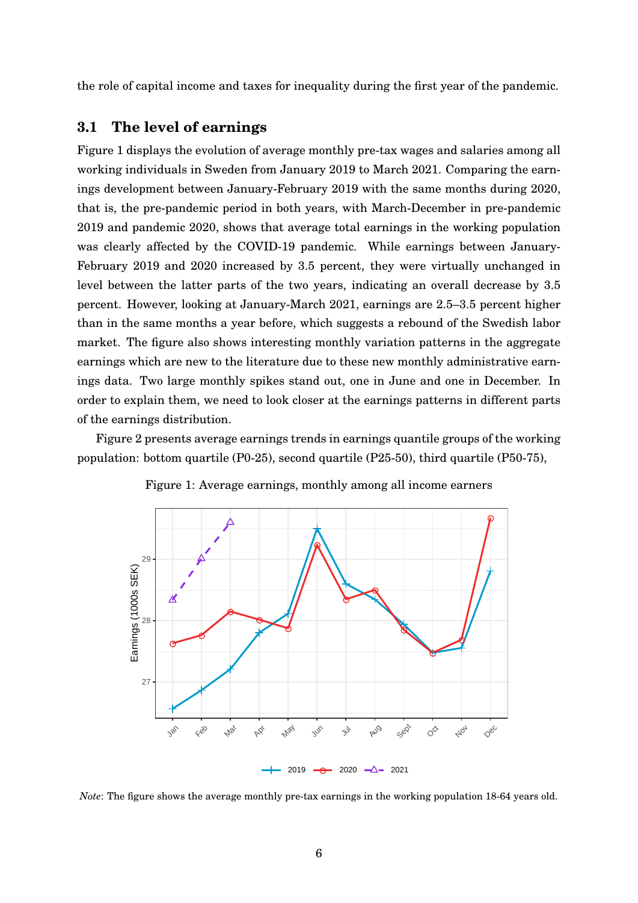the role of capital income and taxes for inequality during the first year of the pandemic.

### 3.1 The level of earnings

Figure 1 displays the evolution of average monthly pre-tax wages and salaries among all working individuals in Sweden from January 2019 to March 2021. Comparing the earnings development between January-February 2019 with the same months during 2020, that is, the pre-pandemic period in both years, with March-December in pre-pandemic 2019 and pandemic 2020, shows that average total earnings in the working population was clearly affected by the COVID-19 pandemic. While earnings between January-February 2019 and 2020 increased by 3.5 percent, they were virtually unchanged in level between the latter parts of the two years, indicating an overall decrease by 3.5 percent. However, looking at January-March 2021, earnings are 2.5–3.5 percent higher than in the same months a year before, which suggests a rebound of the Swedish labor market. The figure also shows interesting monthly variation patterns in the aggregate earnings which are new to the literature due to these new monthly administrative earnings data. Two large monthly spikes stand out, one in June and one in December. In order to explain them, we need to look closer at the earnings patterns in different parts of the earnings distribution.

Figure 2 presents average earnings trends in earnings quantile groups of the working population: bottom quartile (P0-25), second quartile (P25-50), third quartile (P50-75),

Figure 1: Average earnings, monthly among all income earners

*Note*: The figure shows the average monthly pre-tax earnings in the working population 18-64 years old.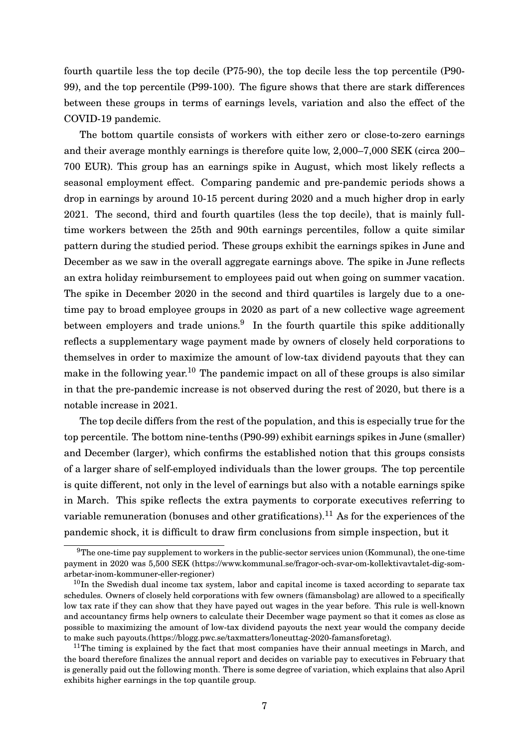fourth quartile less the top decile (P75-90), the top decile less the top percentile (P90-99), and the top percentile (P99-100). The figure shows that there are stark differences between these groups in terms of earnings levels, variation and also the effect of the COVID-19 pandemic.

The bottom quartile consists of workers with either zero or close-to-zero earnings and their average monthly earnings is therefore quite low, 2,000–7,000 SEK (circa 200–700 EUR). This group has an earnings spike in August, which most likely reflects a seasonal employment effect. Comparing pandemic and pre-pandemic periods shows a drop in earnings by around 10-15 percent during 2020 and a much higher drop in early 2021. The second, third and fourth quartiles (less the top decile), that is mainly full-time workers between the 25th and 90th earnings percentiles, follow a quite similar pattern during the studied period. These groups exhibit the earnings spikes in June and December as we saw in the overall aggregate earnings above. The spike in June reflects an extra holiday reimbursement to employees paid out when going on summer vacation. The spike in December 2020 in the second and third quartiles is largely due to a one-time pay to broad employee groups in 2020 as part of a new collective wage agreement between employers and trade unions.[9] In the fourth quartile this spike additionally reflects a supplementary wage payment made by owners of closely held corporations to themselves in order to maximize the amount of low-tax dividend payouts that they can make in the following year.[10] The pandemic impact on all of these groups is also similar in that the pre-pandemic increase is not observed during the rest of 2020, but there is a notable increase in 2021.

The top decile differs from the rest of the population, and this is especially true for the top percentile. The bottom nine-tenths (P90-99) exhibit earnings spikes in June (smaller) and December (larger), which confirms the established notion that this groups consists of a larger share of self-employed individuals than the lower groups. The top percentile is quite different, not only in the level of earnings but also with a notable earnings spike in March. This spike reflects the extra payments to corporate executives referring to variable remuneration (bonuses and other gratifications).[11] As for the experiences of the pandemic shock, it is difficult to draw firm conclusions from simple inspection, but it

[9] The one-time pay supplement to workers in the public-sector services union (Kommunal), the one-time payment in 2020 was 5,500 SEK (https://www.kommunal.se/fragor-och-svar-om-kollektivavtalet-dig-som-arbetar-inom-kommuner-eller-regioner)

[10] In the Swedish dual income tax system, labor and capital income is taxed according to separate tax schedules. Owners of closely held corporations with few owners (fåmansbolag) are allowed to a specifically low tax rate if they can show that they have payed out wages in the year before. This rule is well-known and accountancy firms help owners to calculate their December wage payment so that it comes as close as possible to maximizing the amount of low-tax dividend payouts the next year would the company decide to make such payouts.(https://blogg.pwc.se/taxmatters/loneuttag-2020-famansforetag).

[11] The timing is explained by the fact that most companies have their annual meetings in March, and the board therefore finalizes the annual report and decides on variable pay to executives in February that is generally paid out the following month. There is some degree of variation, which explains that also April exhibits higher earnings in the top quantile group.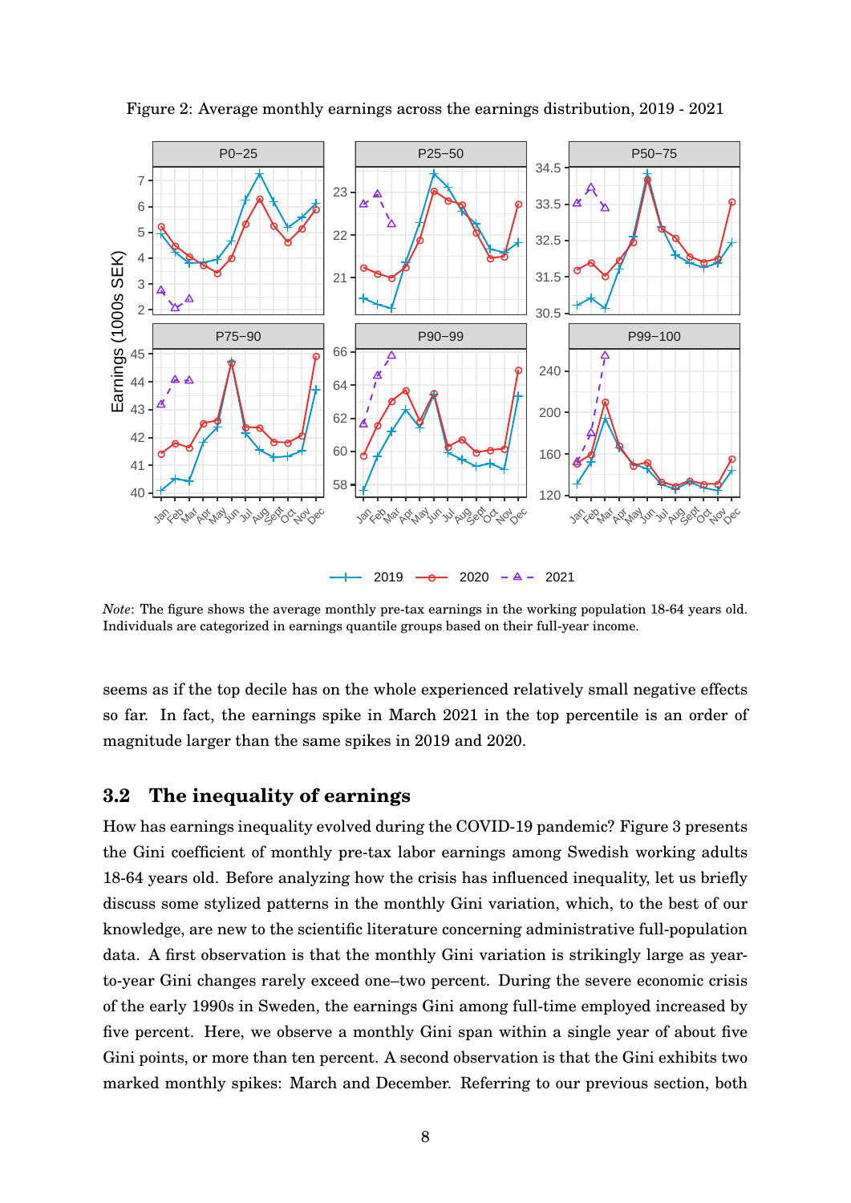Figure 2: Average monthly earnings across the earnings distribution, 2019 - 2021

*Note*: The figure shows the average monthly pre-tax earnings in the working population 18-64 years old. Individuals are categorized in earnings quantile groups based on their full-year income.

seems as if the top decile has on the whole experienced relatively small negative effects so far. In fact, the earnings spike in March 2021 in the top percentile is an order of magnitude larger than the same spikes in 2019 and 2020.

## 3.2 The inequality of earnings

How has earnings inequality evolved during the COVID-19 pandemic? Figure 3 presents the Gini coefficient of monthly pre-tax labor earnings among Swedish working adults 18-64 years old. Before analyzing how the crisis has influenced inequality, let us briefly discuss some stylized patterns in the monthly Gini variation, which, to the best of our knowledge, are new to the scientific literature concerning administrative full-population data. A first observation is that the monthly Gini variation is strikingly large as year-to-year Gini changes rarely exceed one–two percent. During the severe economic crisis of the early 1990s in Sweden, the earnings Gini among full-time employed increased by five percent. Here, we observe a monthly Gini span within a single year of about five Gini points, or more than ten percent. A second observation is that the Gini exhibits two marked monthly spikes: March and December. Referring to our previous section, both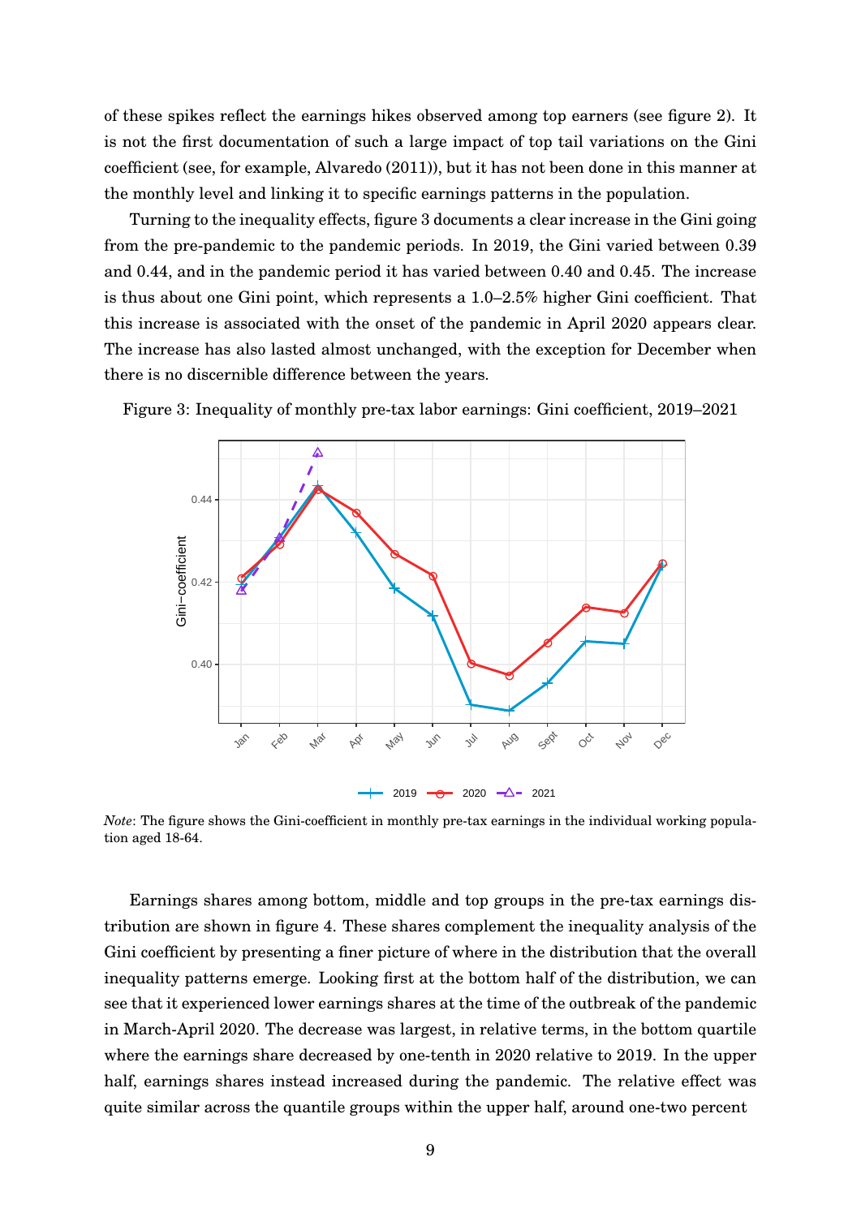of these spikes reflect the earnings hikes observed among top earners (see figure 2). It is not the first documentation of such a large impact of top tail variations on the Gini coefficient (see, for example, Alvaredo (2011)), but it has not been done in this manner at the monthly level and linking it to specific earnings patterns in the population.

Turning to the inequality effects, figure 3 documents a clear increase in the Gini going from the pre-pandemic to the pandemic periods. In 2019, the Gini varied between 0.39 and 0.44, and in the pandemic period it has varied between 0.40 and 0.45. The increase is thus about one Gini point, which represents a 1.0–2.5% higher Gini coefficient. That this increase is associated with the onset of the pandemic in April 2020 appears clear. The increase has also lasted almost unchanged, with the exception for December when there is no discernible difference between the years.

Figure 3: Inequality of monthly pre-tax labor earnings: Gini coefficient, 2019–2021

*Note*: The figure shows the Gini-coefficient in monthly pre-tax earnings in the individual working population aged 18-64.

Earnings shares among bottom, middle and top groups in the pre-tax earnings distribution are shown in figure 4. These shares complement the inequality analysis of the Gini coefficient by presenting a finer picture of where in the distribution that the overall inequality patterns emerge. Looking first at the bottom half of the distribution, we can see that it experienced lower earnings shares at the time of the outbreak of the pandemic in March-April 2020. The decrease was largest, in relative terms, in the bottom quartile where the earnings share decreased by one-tenth in 2020 relative to 2019. In the upper half, earnings shares instead increased during the pandemic. The relative effect was quite similar across the quantile groups within the upper half, around one-two percent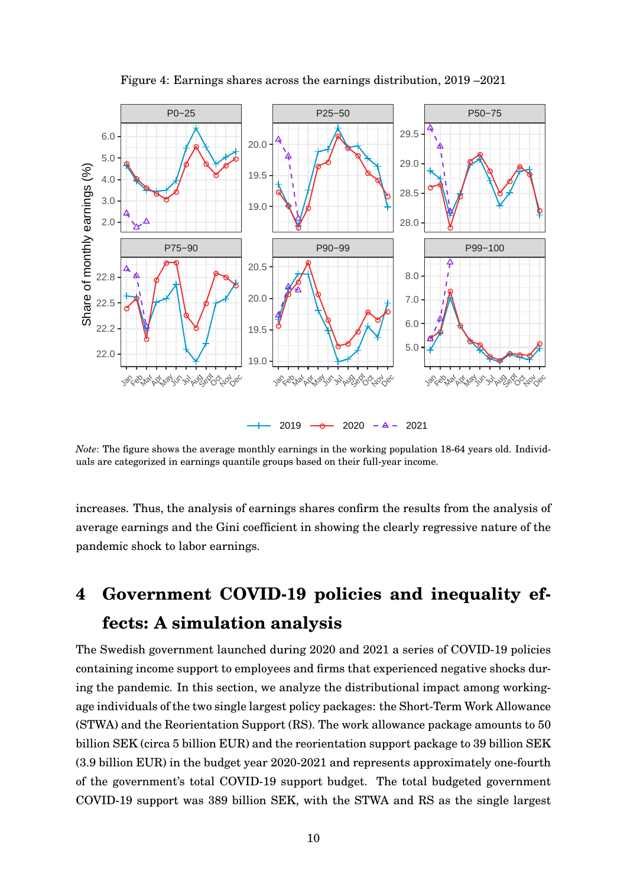Figure 4: Earnings shares across the earnings distribution, 2019 –2021

*Note*: The figure shows the average monthly earnings in the working population 18-64 years old. Individuals are categorized in earnings quantile groups based on their full-year income.

increases. Thus, the analysis of earnings shares confirm the results from the analysis of average earnings and the Gini coefficient in showing the clearly regressive nature of the pandemic shock to labor earnings.

# 4 Government COVID-19 policies and inequality effects: A simulation analysis

The Swedish government launched during 2020 and 2021 a series of COVID-19 policies containing income support to employees and firms that experienced negative shocks during the pandemic. In this section, we analyze the distributional impact among working-age individuals of the two single largest policy packages: the Short-Term Work Allowance (STWA) and the Reorientation Support (RS). The work allowance package amounts to 50 billion SEK (circa 5 billion EUR) and the reorientation support package to 39 billion SEK (3.9 billion EUR) in the budget year 2020-2021 and represents approximately one-fourth of the government's total COVID-19 support budget. The total budgeted government COVID-19 support was 389 billion SEK, with the STWA and RS as the single largest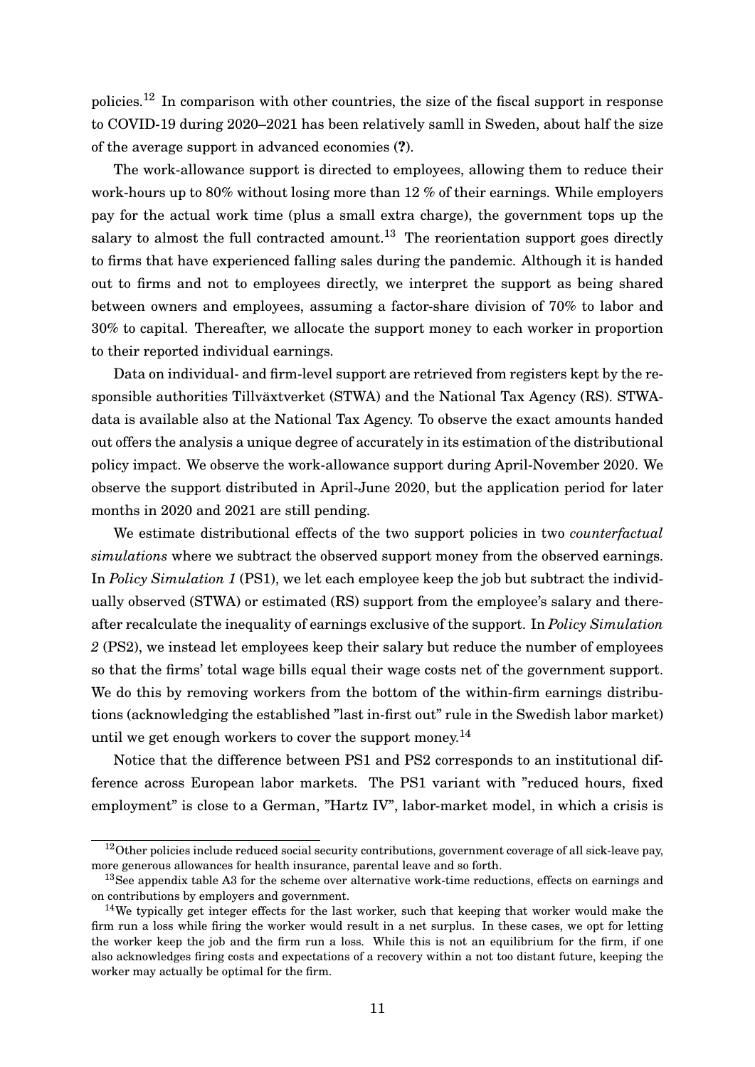policies.[12] In comparison with other countries, the size of the fiscal support in response to COVID-19 during 2020–2021 has been relatively samll in Sweden, about half the size of the average support in advanced economies (**?**).

The work-allowance support is directed to employees, allowing them to reduce their work-hours up to 80% without losing more than 12 % of their earnings. While employers pay for the actual work time (plus a small extra charge), the government tops up the salary to almost the full contracted amount.[13] The reorientation support goes directly to firms that have experienced falling sales during the pandemic. Although it is handed out to firms and not to employees directly, we interpret the support as being shared between owners and employees, assuming a factor-share division of 70% to labor and 30% to capital. Thereafter, we allocate the support money to each worker in proportion to their reported individual earnings.

Data on individual- and firm-level support are retrieved from registers kept by the responsible authorities Tillväxtverket (STWA) and the National Tax Agency (RS). STWA-data is available also at the National Tax Agency. To observe the exact amounts handed out offers the analysis a unique degree of accurately in its estimation of the distributional policy impact. We observe the work-allowance support during April-November 2020. We observe the support distributed in April-June 2020, but the application period for later months in 2020 and 2021 are still pending.

We estimate distributional effects of the two support policies in two *counterfactual simulations* where we subtract the observed support money from the observed earnings. In *Policy Simulation 1* (PS1), we let each employee keep the job but subtract the individually observed (STWA) or estimated (RS) support from the employee's salary and thereafter recalculate the inequality of earnings exclusive of the support. In *Policy Simulation 2* (PS2), we instead let employees keep their salary but reduce the number of employees so that the firms' total wage bills equal their wage costs net of the government support. We do this by removing workers from the bottom of the within-firm earnings distributions (acknowledging the established "last in-first out" rule in the Swedish labor market) until we get enough workers to cover the support money.[14]

Notice that the difference between PS1 and PS2 corresponds to an institutional difference across European labor markets. The PS1 variant with "reduced hours, fixed employment" is close to a German, "Hartz IV", labor-market model, in which a crisis is

---

[12] Other policies include reduced social security contributions, government coverage of all sick-leave pay, more generous allowances for health insurance, parental leave and so forth.

[13] See appendix table A3 for the scheme over alternative work-time reductions, effects on earnings and on contributions by employers and government.

[14] We typically get integer effects for the last worker, such that keeping that worker would make the firm run a loss while firing the worker would result in a net surplus. In these cases, we opt for letting the worker keep the job and the firm run a loss. While this is not an equilibrium for the firm, if one also acknowledges firing costs and expectations of a recovery within a not too distant future, keeping the worker may actually be optimal for the firm.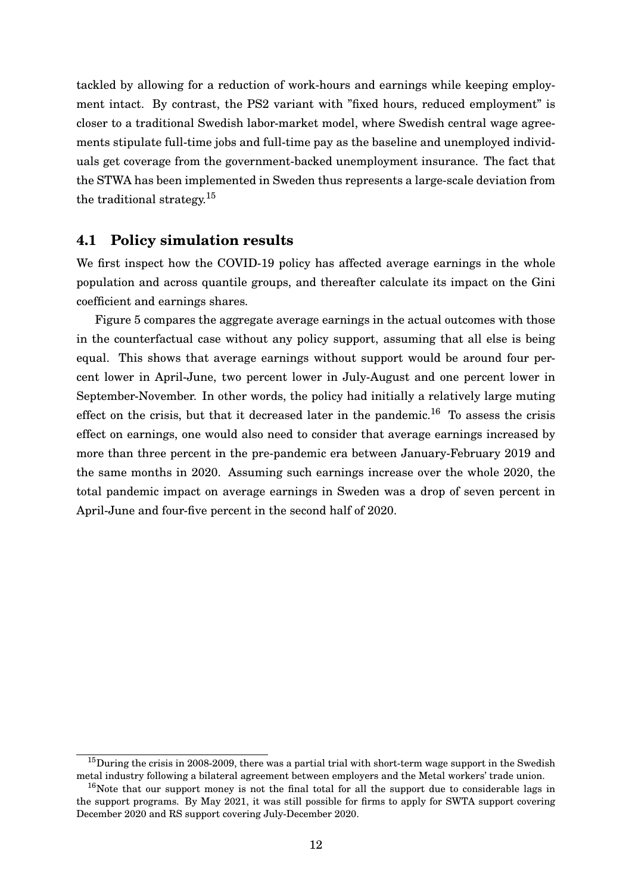tackled by allowing for a reduction of work-hours and earnings while keeping employment intact. By contrast, the PS2 variant with "fixed hours, reduced employment" is closer to a traditional Swedish labor-market model, where Swedish central wage agreements stipulate full-time jobs and full-time pay as the baseline and unemployed individuals get coverage from the government-backed unemployment insurance. The fact that the STWA has been implemented in Sweden thus represents a large-scale deviation from the traditional strategy.[15]

## 4.1 Policy simulation results

We first inspect how the COVID-19 policy has affected average earnings in the whole population and across quantile groups, and thereafter calculate its impact on the Gini coefficient and earnings shares.

Figure 5 compares the aggregate average earnings in the actual outcomes with those in the counterfactual case without any policy support, assuming that all else is being equal. This shows that average earnings without support would be around four percent lower in April-June, two percent lower in July-August and one percent lower in September-November. In other words, the policy had initially a relatively large muting effect on the crisis, but that it decreased later in the pandemic.[16] To assess the crisis effect on earnings, one would also need to consider that average earnings increased by more than three percent in the pre-pandemic era between January-February 2019 and the same months in 2020. Assuming such earnings increase over the whole 2020, the total pandemic impact on average earnings in Sweden was a drop of seven percent in April-June and four-five percent in the second half of 2020.

---

[15] During the crisis in 2008-2009, there was a partial trial with short-term wage support in the Swedish metal industry following a bilateral agreement between employers and the Metal workers' trade union.

[16] Note that our support money is not the final total for all the support due to considerable lags in the support programs. By May 2021, it was still possible for firms to apply for SWTA support covering December 2020 and RS support covering July-December 2020.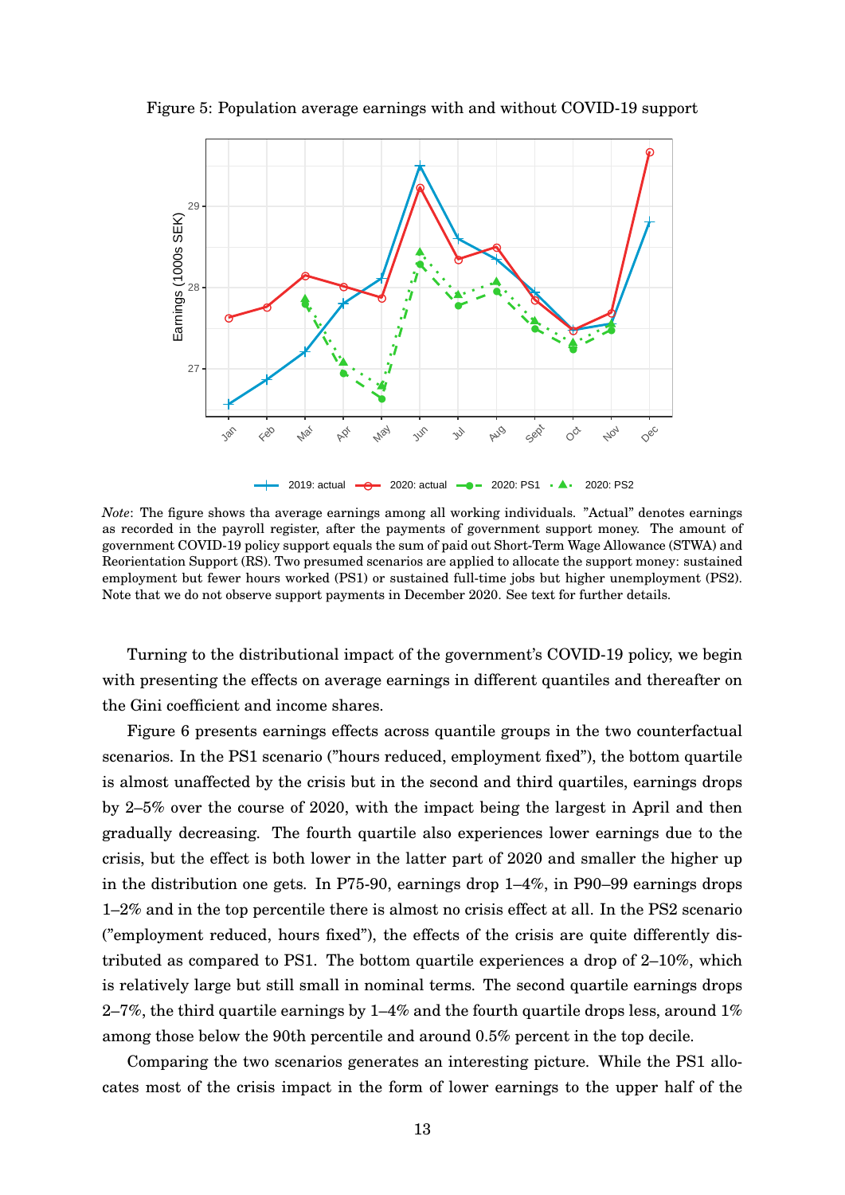Figure 5: Population average earnings with and without COVID-19 support

*Note*: The figure shows tha average earnings among all working individuals. "Actual" denotes earnings as recorded in the payroll register, after the payments of government support money. The amount of government COVID-19 policy support equals the sum of paid out Short-Term Wage Allowance (STWA) and Reorientation Support (RS). Two presumed scenarios are applied to allocate the support money: sustained employment but fewer hours worked (PS1) or sustained full-time jobs but higher unemployment (PS2). Note that we do not observe support payments in December 2020. See text for further details.

Turning to the distributional impact of the government's COVID-19 policy, we begin with presenting the effects on average earnings in different quantiles and thereafter on the Gini coefficient and income shares.

Figure 6 presents earnings effects across quantile groups in the two counterfactual scenarios. In the PS1 scenario ("hours reduced, employment fixed"), the bottom quartile is almost unaffected by the crisis but in the second and third quartiles, earnings drops by 2–5% over the course of 2020, with the impact being the largest in April and then gradually decreasing. The fourth quartile also experiences lower earnings due to the crisis, but the effect is both lower in the latter part of 2020 and smaller the higher up in the distribution one gets. In P75-90, earnings drop 1–4%, in P90–99 earnings drops 1–2% and in the top percentile there is almost no crisis effect at all. In the PS2 scenario ("employment reduced, hours fixed"), the effects of the crisis are quite differently distributed as compared to PS1. The bottom quartile experiences a drop of 2–10%, which is relatively large but still small in nominal terms. The second quartile earnings drops 2–7%, the third quartile earnings by 1–4% and the fourth quartile drops less, around 1% among those below the 90th percentile and around 0.5% percent in the top decile.

Comparing the two scenarios generates an interesting picture. While the PS1 allocates most of the crisis impact in the form of lower earnings to the upper half of the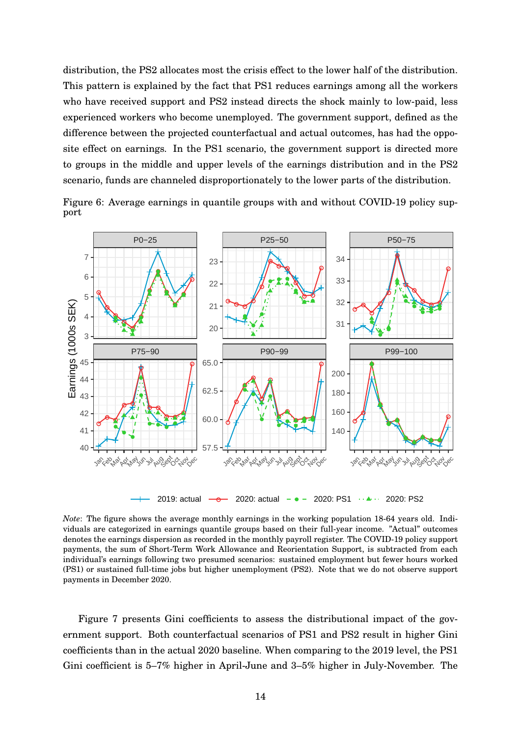distribution, the PS2 allocates most the crisis effect to the lower half of the distribution. This pattern is explained by the fact that PS1 reduces earnings among all the workers who have received support and PS2 instead directs the shock mainly to low-paid, less experienced workers who become unemployed. The government support, defined as the difference between the projected counterfactual and actual outcomes, has had the opposite effect on earnings. In the PS1 scenario, the government support is directed more to groups in the middle and upper levels of the earnings distribution and in the PS2 scenario, funds are channeled disproportionately to the lower parts of the distribution.

Figure 6: Average earnings in quantile groups with and without COVID-19 policy support

*Note*: The figure shows the average monthly earnings in the working population 18-64 years old. Individuals are categorized in earnings quantile groups based on their full-year income. "Actual" outcomes denotes the earnings dispersion as recorded in the monthly payroll register. The COVID-19 policy support payments, the sum of Short-Term Work Allowance and Reorientation Support, is subtracted from each individual's earnings following two presumed scenarios: sustained employment but fewer hours worked (PS1) or sustained full-time jobs but higher unemployment (PS2). Note that we do not observe support payments in December 2020.

Figure 7 presents Gini coefficients to assess the distributional impact of the government support. Both counterfactual scenarios of PS1 and PS2 result in higher Gini coefficients than in the actual 2020 baseline. When comparing to the 2019 level, the PS1 Gini coefficient is 5–7% higher in April-June and 3–5% higher in July-November. The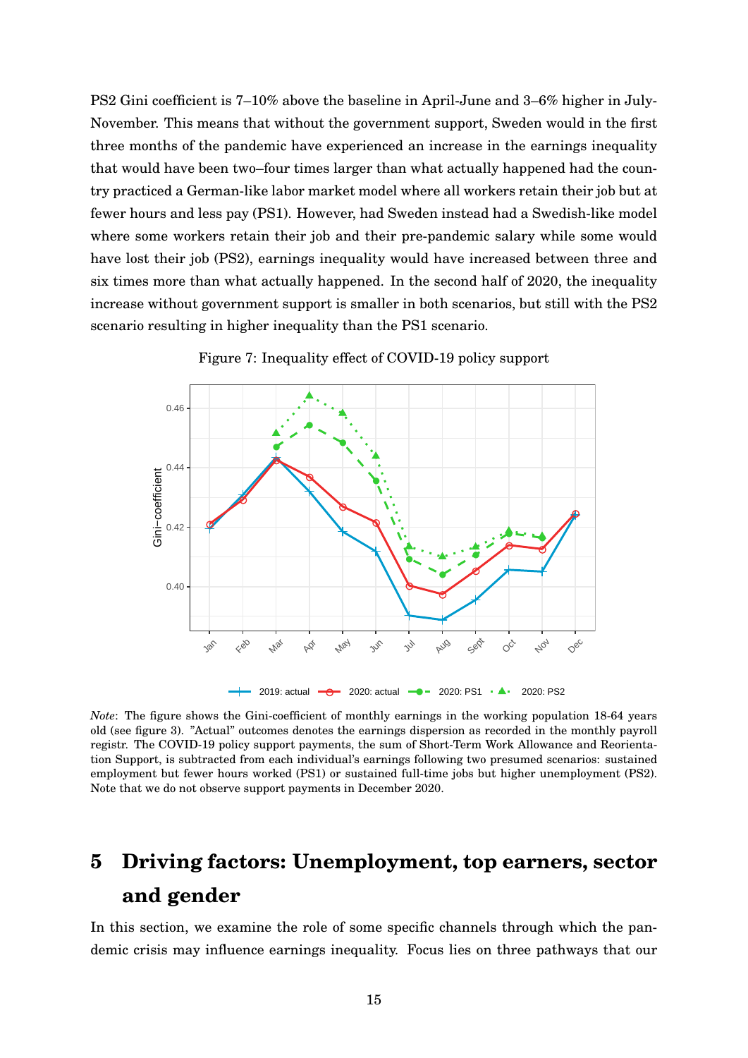PS2 Gini coefficient is 7–10% above the baseline in April-June and 3–6% higher in July-November. This means that without the government support, Sweden would in the first three months of the pandemic have experienced an increase in the earnings inequality that would have been two–four times larger than what actually happened had the country practiced a German-like labor market model where all workers retain their job but at fewer hours and less pay (PS1). However, had Sweden instead had a Swedish-like model where some workers retain their job and their pre-pandemic salary while some would have lost their job (PS2), earnings inequality would have increased between three and six times more than what actually happened. In the second half of 2020, the inequality increase without government support is smaller in both scenarios, but still with the PS2 scenario resulting in higher inequality than the PS1 scenario.

Figure 7: Inequality effect of COVID-19 policy support

*Note*: The figure shows the Gini-coefficient of monthly earnings in the working population 18-64 years old (see figure 3). "Actual" outcomes denotes the earnings dispersion as recorded in the monthly payroll registr. The COVID-19 policy support payments, the sum of Short-Term Work Allowance and Reorientation Support, is subtracted from each individual's earnings following two presumed scenarios: sustained employment but fewer hours worked (PS1) or sustained full-time jobs but higher unemployment (PS2). Note that we do not observe support payments in December 2020.

# 5 Driving factors: Unemployment, top earners, sector and gender

In this section, we examine the role of some specific channels through which the pandemic crisis may influence earnings inequality. Focus lies on three pathways that our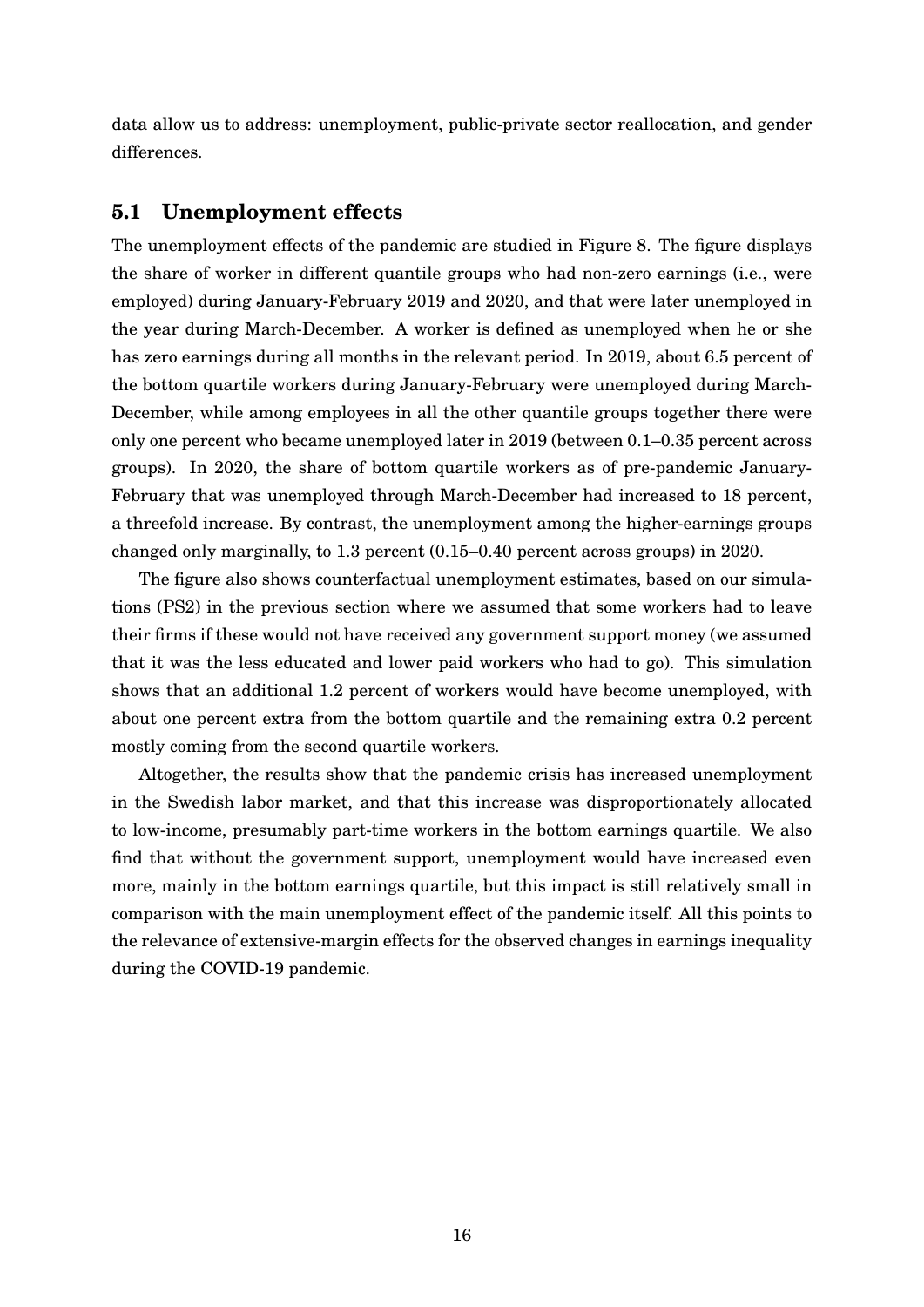data allow us to address: unemployment, public-private sector reallocation, and gender differences.

## 5.1 Unemployment effects

The unemployment effects of the pandemic are studied in Figure 8. The figure displays the share of worker in different quantile groups who had non-zero earnings (i.e., were employed) during January-February 2019 and 2020, and that were later unemployed in the year during March-December. A worker is defined as unemployed when he or she has zero earnings during all months in the relevant period. In 2019, about 6.5 percent of the bottom quartile workers during January-February were unemployed during March-December, while among employees in all the other quantile groups together there were only one percent who became unemployed later in 2019 (between 0.1–0.35 percent across groups). In 2020, the share of bottom quartile workers as of pre-pandemic January-February that was unemployed through March-December had increased to 18 percent, a threefold increase. By contrast, the unemployment among the higher-earnings groups changed only marginally, to 1.3 percent (0.15–0.40 percent across groups) in 2020.

The figure also shows counterfactual unemployment estimates, based on our simulations (PS2) in the previous section where we assumed that some workers had to leave their firms if these would not have received any government support money (we assumed that it was the less educated and lower paid workers who had to go). This simulation shows that an additional 1.2 percent of workers would have become unemployed, with about one percent extra from the bottom quartile and the remaining extra 0.2 percent mostly coming from the second quartile workers.

Altogether, the results show that the pandemic crisis has increased unemployment in the Swedish labor market, and that this increase was disproportionately allocated to low-income, presumably part-time workers in the bottom earnings quartile. We also find that without the government support, unemployment would have increased even more, mainly in the bottom earnings quartile, but this impact is still relatively small in comparison with the main unemployment effect of the pandemic itself. All this points to the relevance of extensive-margin effects for the observed changes in earnings inequality during the COVID-19 pandemic.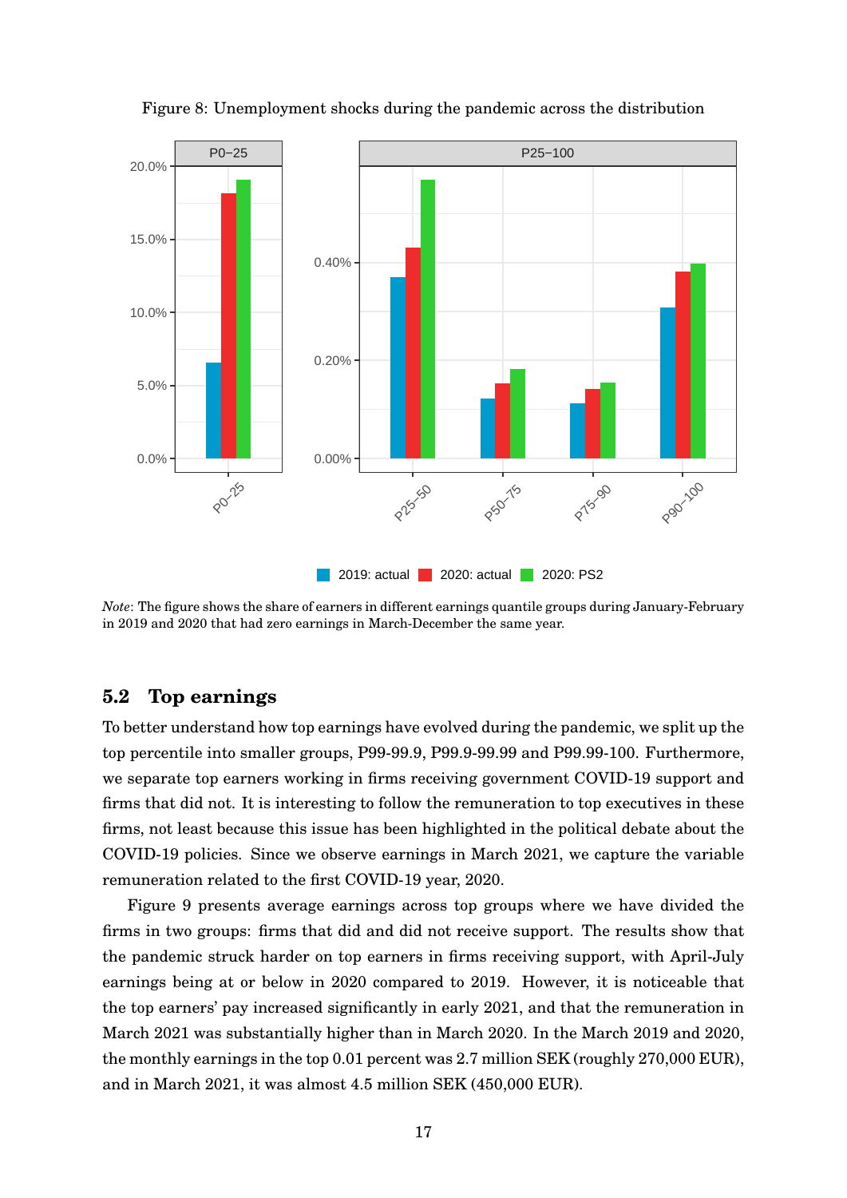Figure 8: Unemployment shocks during the pandemic across the distribution

*Note*: The figure shows the share of earners in different earnings quantile groups during January-February in 2019 and 2020 that had zero earnings in March-December the same year.

## 5.2 Top earnings

To better understand how top earnings have evolved during the pandemic, we split up the top percentile into smaller groups, P99-99.9, P99.9-99.99 and P99.99-100. Furthermore, we separate top earners working in firms receiving government COVID-19 support and firms that did not. It is interesting to follow the remuneration to top executives in these firms, not least because this issue has been highlighted in the political debate about the COVID-19 policies. Since we observe earnings in March 2021, we capture the variable remuneration related to the first COVID-19 year, 2020.

Figure 9 presents average earnings across top groups where we have divided the firms in two groups: firms that did and did not receive support. The results show that the pandemic struck harder on top earners in firms receiving support, with April-July earnings being at or below in 2020 compared to 2019. However, it is noticeable that the top earners' pay increased significantly in early 2021, and that the remuneration in March 2021 was substantially higher than in March 2020. In the March 2019 and 2020, the monthly earnings in the top 0.01 percent was 2.7 million SEK (roughly 270,000 EUR), and in March 2021, it was almost 4.5 million SEK (450,000 EUR).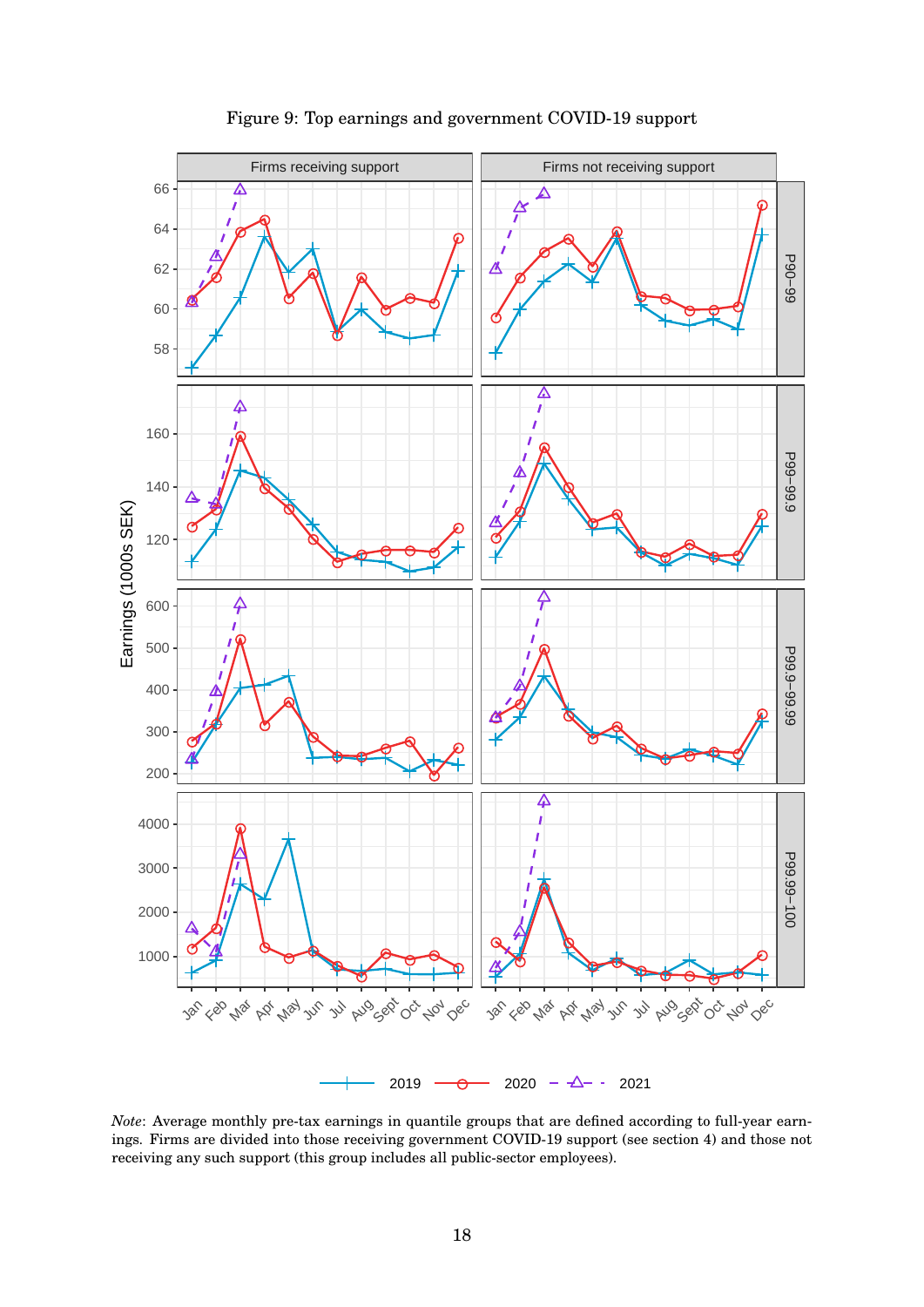Figure 9: Top earnings and government COVID-19 support

*Note*: Average monthly pre-tax earnings in quantile groups that are defined according to full-year earnings. Firms are divided into those receiving government COVID-19 support (see section 4) and those not receiving any such support (this group includes all public-sector employees).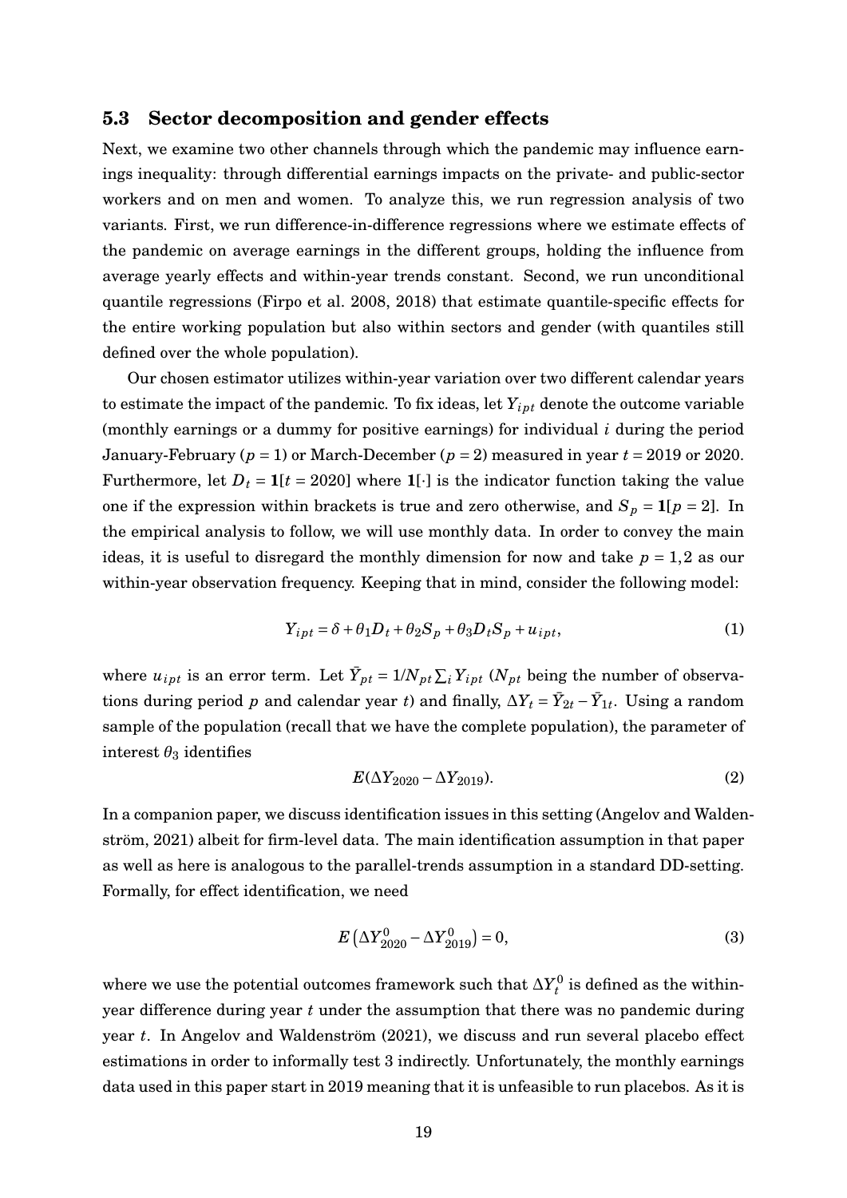### 5.3 Sector decomposition and gender effects

Next, we examine two other channels through which the pandemic may influence earnings inequality: through differential earnings impacts on the private- and public-sector workers and on men and women. To analyze this, we run regression analysis of two variants. First, we run difference-in-difference regressions where we estimate effects of the pandemic on average earnings in the different groups, holding the influence from average yearly effects and within-year trends constant. Second, we run unconditional quantile regressions (Firpo et al. 2008, 2018) that estimate quantile-specific effects for the entire working population but also within sectors and gender (with quantiles still defined over the whole population).

Our chosen estimator utilizes within-year variation over two different calendar years to estimate the impact of the pandemic. To fix ideas, let $Y_{ipt}$ denote the outcome variable (monthly earnings or a dummy for positive earnings) for individual $i$ during the period January-February ($p = 1$) or March-December ($p = 2$) measured in year $t = 2019$ or 2020. Furthermore, let $D_t = \mathbf{1}[t = 2020]$ where $\mathbf{1}[\cdot]$ is the indicator function taking the value one if the expression within brackets is true and zero otherwise, and $S_p = \mathbf{1}[p = 2]$. In the empirical analysis to follow, we will use monthly data. In order to convey the main ideas, it is useful to disregard the monthly dimension for now and take $p = 1,2$ as our within-year observation frequency. Keeping that in mind, consider the following model:

$$Y_{ipt} = \delta + \theta_1 D_t + \theta_2 S_p + \theta_3 D_t S_p + u_{ipt}, \tag{1}$$

where $u_{ipt}$ is an error term. Let $\bar{Y}_{pt} = 1/N_{pt} \sum_i Y_{ipt}$ ($N_{pt}$ being the number of observations during period $p$ and calendar year $t$) and finally, $\Delta Y_t = \bar{Y}_{2t} - \bar{Y}_{1t}$. Using a random sample of the population (recall that we have the complete population), the parameter of interest $\theta_3$ identifies

$$E(\Delta Y_{2020} - \Delta Y_{2019}). \tag{2}$$

In a companion paper, we discuss identification issues in this setting (Angelov and Waldenström, 2021) albeit for firm-level data. The main identification assumption in that paper as well as here is analogous to the parallel-trends assumption in a standard DD-setting. Formally, for effect identification, we need

$$E\left(\Delta Y_{2020}^0 - \Delta Y_{2019}^0\right) = 0, \tag{3}$$

where we use the potential outcomes framework such that $\Delta Y_t^0$ is defined as the within-year difference during year $t$ under the assumption that there was no pandemic during year $t$. In Angelov and Waldenström (2021), we discuss and run several placebo effect estimations in order to informally test 3 indirectly. Unfortunately, the monthly earnings data used in this paper start in 2019 meaning that it is unfeasible to run placebos. As it is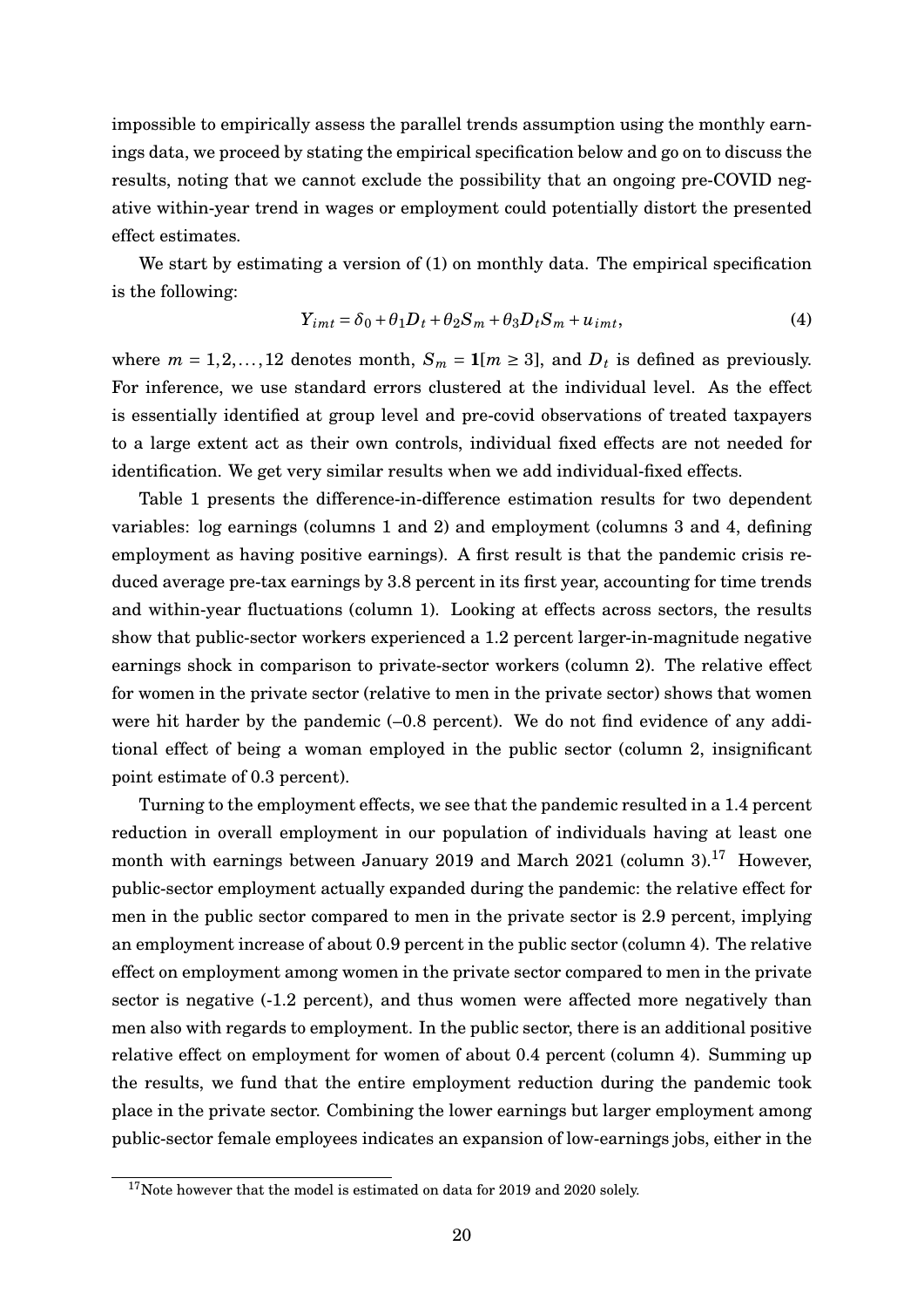impossible to empirically assess the parallel trends assumption using the monthly earnings data, we proceed by stating the empirical specification below and go on to discuss the results, noting that we cannot exclude the possibility that an ongoing pre-COVID negative within-year trend in wages or employment could potentially distort the presented effect estimates.

We start by estimating a version of (1) on monthly data. The empirical specification is the following:

$$Y_{imt} = \delta_0 + \theta_1 D_t + \theta_2 S_m + \theta_3 D_t S_m + u_{imt}, \tag{4}$$

where $m = 1, 2, \ldots, 12$ denotes month, $S_m = \mathbf{1}[m \geq 3]$, and $D_t$ is defined as previously. For inference, we use standard errors clustered at the individual level. As the effect is essentially identified at group level and pre-covid observations of treated taxpayers to a large extent act as their own controls, individual fixed effects are not needed for identification. We get very similar results when we add individual-fixed effects.

Table 1 presents the difference-in-difference estimation results for two dependent variables: log earnings (columns 1 and 2) and employment (columns 3 and 4, defining employment as having positive earnings). A first result is that the pandemic crisis reduced average pre-tax earnings by 3.8 percent in its first year, accounting for time trends and within-year fluctuations (column 1). Looking at effects across sectors, the results show that public-sector workers experienced a 1.2 percent larger-in-magnitude negative earnings shock in comparison to private-sector workers (column 2). The relative effect for women in the private sector (relative to men in the private sector) shows that women were hit harder by the pandemic (–0.8 percent). We do not find evidence of any additional effect of being a woman employed in the public sector (column 2, insignificant point estimate of 0.3 percent).

Turning to the employment effects, we see that the pandemic resulted in a 1.4 percent reduction in overall employment in our population of individuals having at least one month with earnings between January 2019 and March 2021 (column 3).[17] However, public-sector employment actually expanded during the pandemic: the relative effect for men in the public sector compared to men in the private sector is 2.9 percent, implying an employment increase of about 0.9 percent in the public sector (column 4). The relative effect on employment among women in the private sector compared to men in the private sector is negative (-1.2 percent), and thus women were affected more negatively than men also with regards to employment. In the public sector, there is an additional positive relative effect on employment for women of about 0.4 percent (column 4). Summing up the results, we fund that the entire employment reduction during the pandemic took place in the private sector. Combining the lower earnings but larger employment among public-sector female employees indicates an expansion of low-earnings jobs, either in the

[17] Note however that the model is estimated on data for 2019 and 2020 solely.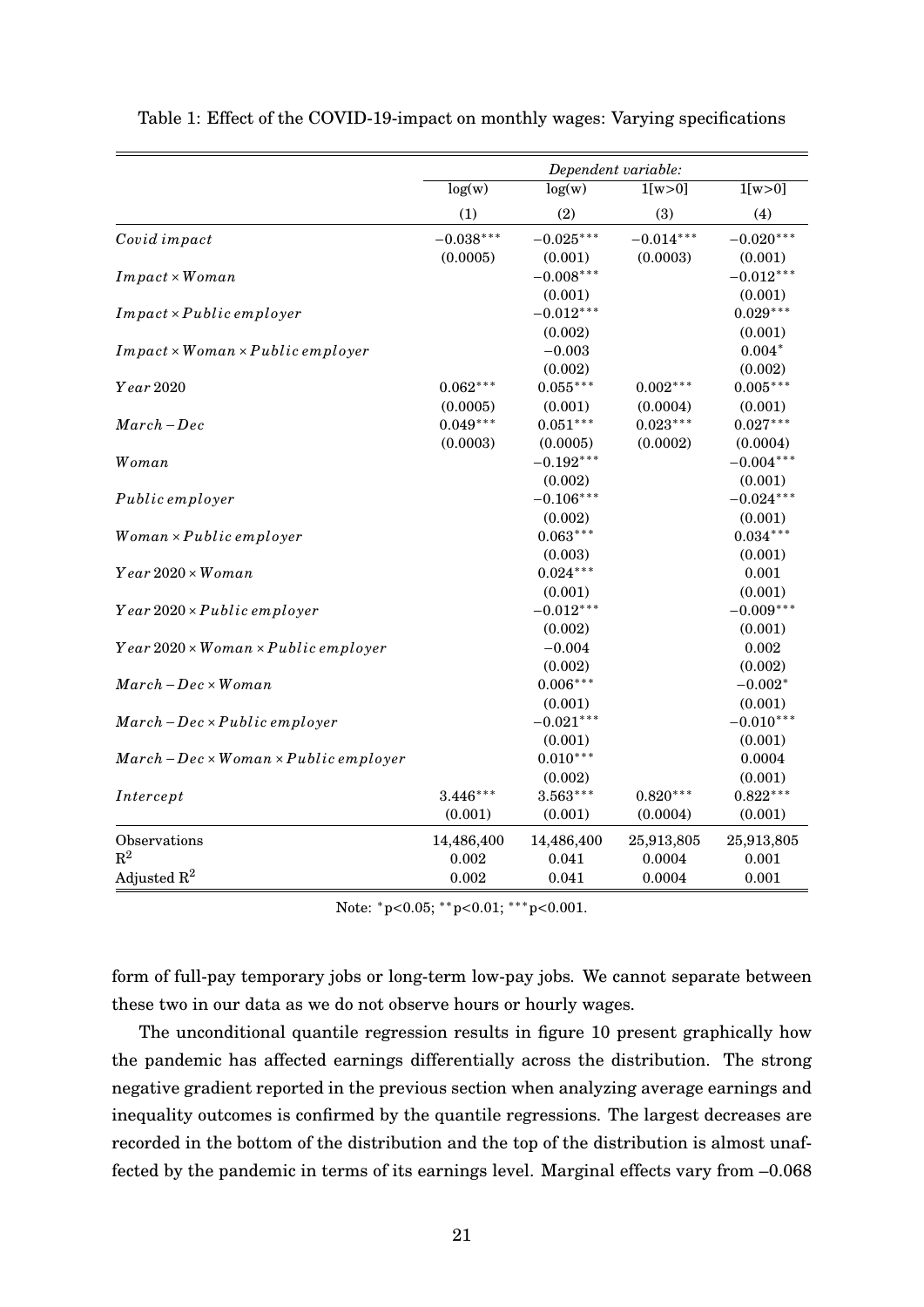Table 1: Effect of the COVID-19-impact on monthly wages: Varying specifications

| | *Dependent variable:* | | | |
|---|---|---|---|---|
| | log(w) | log(w) | 1[w>0] | 1[w>0] |
| | (1) | (2) | (3) | (4) |
| *Covid impact* | $-0.038^{***}$ | $-0.025^{***}$ | $-0.014^{***}$ | $-0.020^{***}$ |
| | (0.0005) | (0.001) | (0.0003) | (0.001) |
| $Impact \times Woman$ | | $-0.008^{***}$ | | $-0.012^{***}$ |
| | | (0.001) | | (0.001) |
| $Impact \times Public\,employer$ | | $-0.012^{***}$ | | $0.029^{***}$ |
| | | (0.002) | | (0.001) |
| $Impact \times Woman \times Public\,employer$ | | $-0.003$ | | $0.004^{*}$ |
| | | (0.002) | | (0.002) |
| $Year\,2020$ | $0.062^{***}$ | $0.055^{***}$ | $0.002^{***}$ | $0.005^{***}$ |
| | (0.0005) | (0.001) | (0.0004) | (0.001) |
| $March-Dec$ | $0.049^{***}$ | $0.051^{***}$ | $0.023^{***}$ | $0.027^{***}$ |
| | (0.0003) | (0.0005) | (0.0002) | (0.0004) |
| $Woman$ | | $-0.192^{***}$ | | $-0.004^{***}$ |
| | | (0.002) | | (0.001) |
| $Public\,employer$ | | $-0.106^{***}$ | | $-0.024^{***}$ |
| | | (0.002) | | (0.001) |
| $Woman \times Public\,employer$ | | $0.063^{***}$ | | $0.034^{***}$ |
| | | (0.003) | | (0.001) |
| $Year\,2020 \times Woman$ | | $0.024^{***}$ | | 0.001 |
| | | (0.001) | | (0.001) |
| $Year\,2020 \times Public\,employer$ | | $-0.012^{***}$ | | $-0.009^{***}$ |
| | | (0.002) | | (0.001) |
| $Year\,2020 \times Woman \times Public\,employer$ | | $-0.004$ | | 0.002 |
| | | (0.002) | | (0.002) |
| $March-Dec \times Woman$ | | $0.006^{***}$ | | $-0.002^{*}$ |
| | | (0.001) | | (0.001) |
| $March-Dec \times Public\,employer$ | | $-0.021^{***}$ | | $-0.010^{***}$ |
| | | (0.001) | | (0.001) |
| $March-Dec \times Woman \times Public\,employer$ | | $0.010^{***}$ | | 0.0004 |
| | | (0.002) | | (0.001) |
| $Intercept$ | $3.446^{***}$ | $3.563^{***}$ | $0.820^{***}$ | $0.822^{***}$ |
| | (0.001) | (0.001) | (0.0004) | (0.001) |
| Observations | 14,486,400 | 14,486,400 | 25,913,805 | 25,913,805 |
| $R^2$ | 0.002 | 0.041 | 0.0004 | 0.001 |
| Adjusted $R^2$ | 0.002 | 0.041 | 0.0004 | 0.001 |

Note: $^{*}$p<0.05; $^{**}$p<0.01; $^{***}$p<0.001.

form of full-pay temporary jobs or long-term low-pay jobs. We cannot separate between these two in our data as we do not observe hours or hourly wages.

The unconditional quantile regression results in figure 10 present graphically how the pandemic has affected earnings differentially across the distribution. The strong negative gradient reported in the previous section when analyzing average earnings and inequality outcomes is confirmed by the quantile regressions. The largest decreases are recorded in the bottom of the distribution and the top of the distribution is almost unaffected by the pandemic in terms of its earnings level. Marginal effects vary from –0.068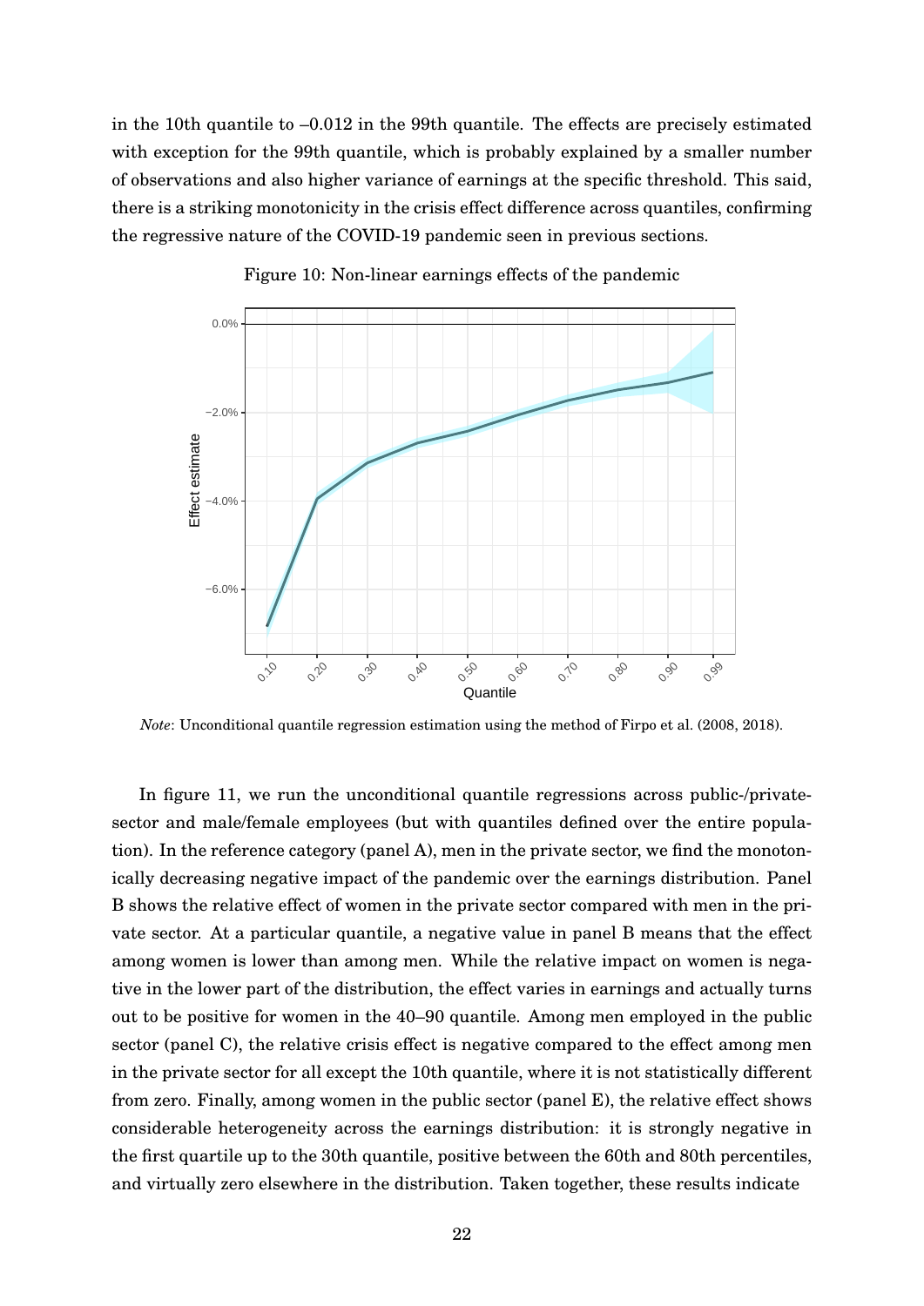in the 10th quantile to –0.012 in the 99th quantile. The effects are precisely estimated with exception for the 99th quantile, which is probably explained by a smaller number of observations and also higher variance of earnings at the specific threshold. This said, there is a striking monotonicity in the crisis effect difference across quantiles, confirming the regressive nature of the COVID-19 pandemic seen in previous sections.

Figure 10: Non-linear earnings effects of the pandemic

*Note*: Unconditional quantile regression estimation using the method of Firpo et al. (2008, 2018).

In figure 11, we run the unconditional quantile regressions across public-/private-sector and male/female employees (but with quantiles defined over the entire population). In the reference category (panel A), men in the private sector, we find the monotonically decreasing negative impact of the pandemic over the earnings distribution. Panel B shows the relative effect of women in the private sector compared with men in the private sector. At a particular quantile, a negative value in panel B means that the effect among women is lower than among men. While the relative impact on women is negative in the lower part of the distribution, the effect varies in earnings and actually turns out to be positive for women in the 40–90 quantile. Among men employed in the public sector (panel C), the relative crisis effect is negative compared to the effect among men in the private sector for all except the 10th quantile, where it is not statistically different from zero. Finally, among women in the public sector (panel E), the relative effect shows considerable heterogeneity across the earnings distribution: it is strongly negative in the first quartile up to the 30th quantile, positive between the 60th and 80th percentiles, and virtually zero elsewhere in the distribution. Taken together, these results indicate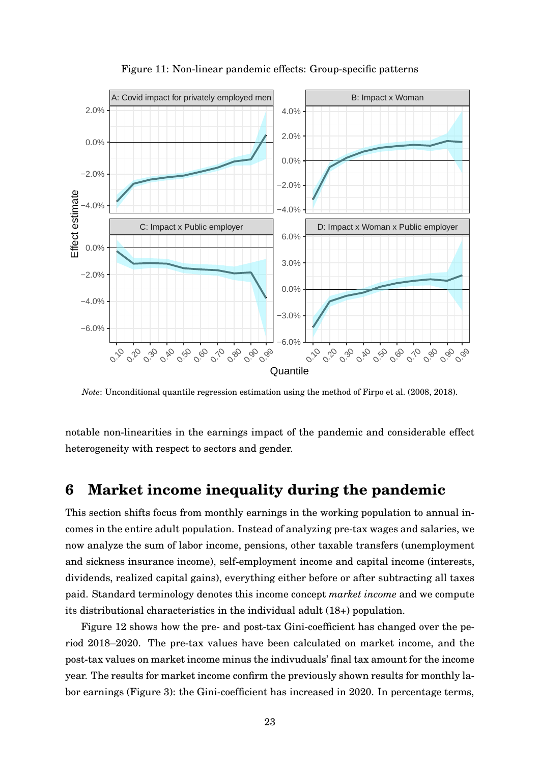Figure 11: Non-linear pandemic effects: Group-specific patterns

*Note*: Unconditional quantile regression estimation using the method of Firpo et al. (2008, 2018).

notable non-linearities in the earnings impact of the pandemic and considerable effect heterogeneity with respect to sectors and gender.

# 6 Market income inequality during the pandemic

This section shifts focus from monthly earnings in the working population to annual incomes in the entire adult population. Instead of analyzing pre-tax wages and salaries, we now analyze the sum of labor income, pensions, other taxable transfers (unemployment and sickness insurance income), self-employment income and capital income (interests, dividends, realized capital gains), everything either before or after subtracting all taxes paid. Standard terminology denotes this income concept *market income* and we compute its distributional characteristics in the individual adult (18+) population.

Figure 12 shows how the pre- and post-tax Gini-coefficient has changed over the period 2018–2020. The pre-tax values have been calculated on market income, and the post-tax values on market income minus the indivuduals' final tax amount for the income year. The results for market income confirm the previously shown results for monthly labor earnings (Figure 3): the Gini-coefficient has increased in 2020. In percentage terms,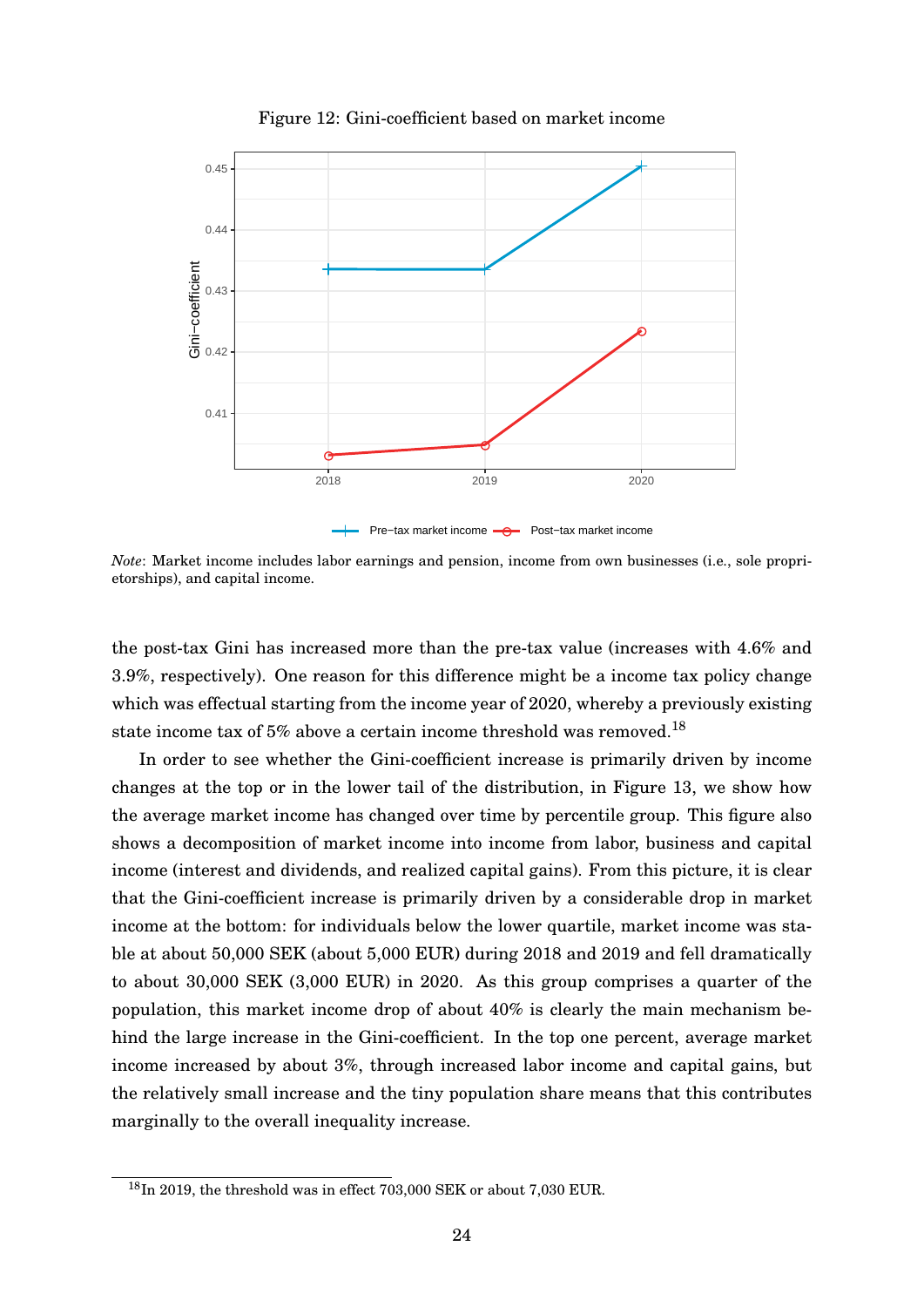Figure 12: Gini-coefficient based on market income

*Note*: Market income includes labor earnings and pension, income from own businesses (i.e., sole proprietorships), and capital income.

the post-tax Gini has increased more than the pre-tax value (increases with 4.6% and 3.9%, respectively). One reason for this difference might be a income tax policy change which was effectual starting from the income year of 2020, whereby a previously existing state income tax of 5% above a certain income threshold was removed.[18]

In order to see whether the Gini-coefficient increase is primarily driven by income changes at the top or in the lower tail of the distribution, in Figure 13, we show how the average market income has changed over time by percentile group. This figure also shows a decomposition of market income into income from labor, business and capital income (interest and dividends, and realized capital gains). From this picture, it is clear that the Gini-coefficient increase is primarily driven by a considerable drop in market income at the bottom: for individuals below the lower quartile, market income was stable at about 50,000 SEK (about 5,000 EUR) during 2018 and 2019 and fell dramatically to about 30,000 SEK (3,000 EUR) in 2020. As this group comprises a quarter of the population, this market income drop of about 40% is clearly the main mechanism behind the large increase in the Gini-coefficient. In the top one percent, average market income increased by about 3%, through increased labor income and capital gains, but the relatively small increase and the tiny population share means that this contributes marginally to the overall inequality increase.

[18] In 2019, the threshold was in effect 703,000 SEK or about 7,030 EUR.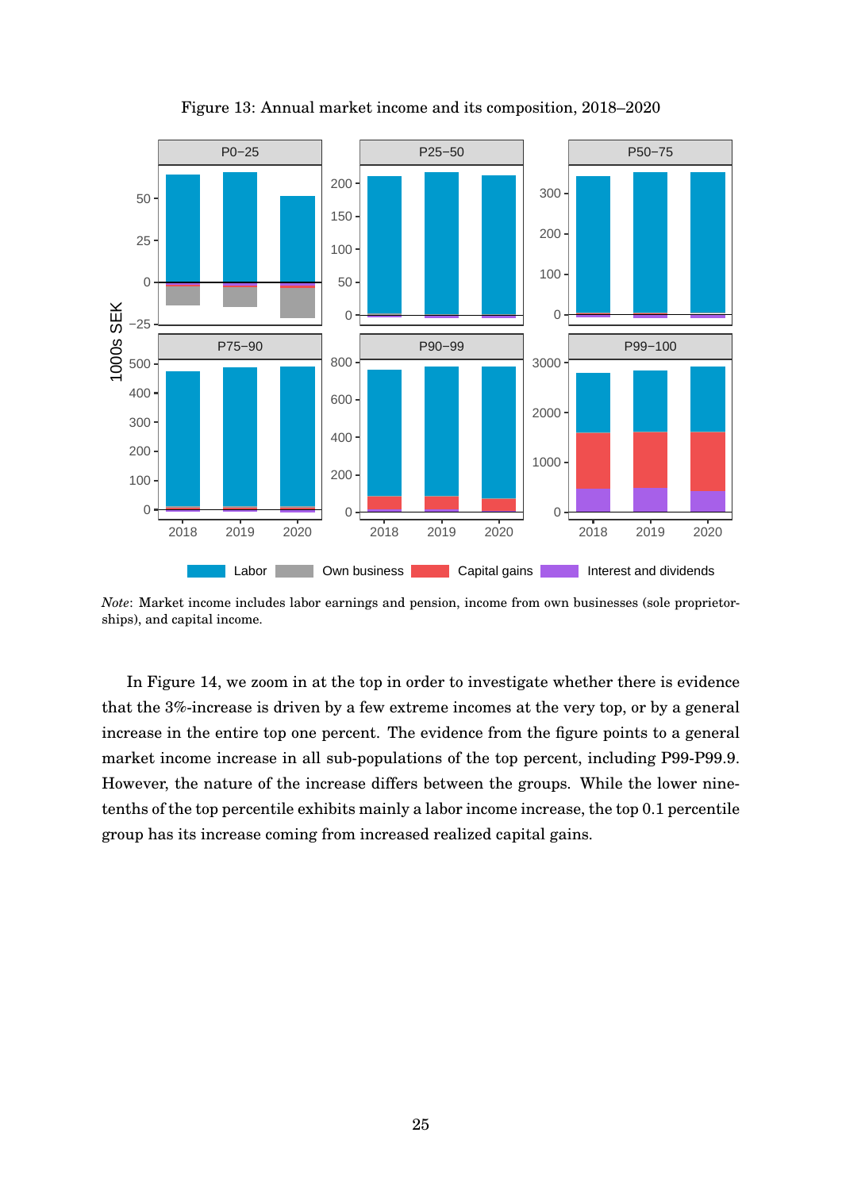Figure 13: Annual market income and its composition, 2018–2020

*Note*: Market income includes labor earnings and pension, income from own businesses (sole proprietorships), and capital income.

In Figure 14, we zoom in at the top in order to investigate whether there is evidence that the 3%-increase is driven by a few extreme incomes at the very top, or by a general increase in the entire top one percent. The evidence from the figure points to a general market income increase in all sub-populations of the top percent, including P99-P99.9. However, the nature of the increase differs between the groups. While the lower nine-tenths of the top percentile exhibits mainly a labor income increase, the top 0.1 percentile group has its increase coming from increased realized capital gains.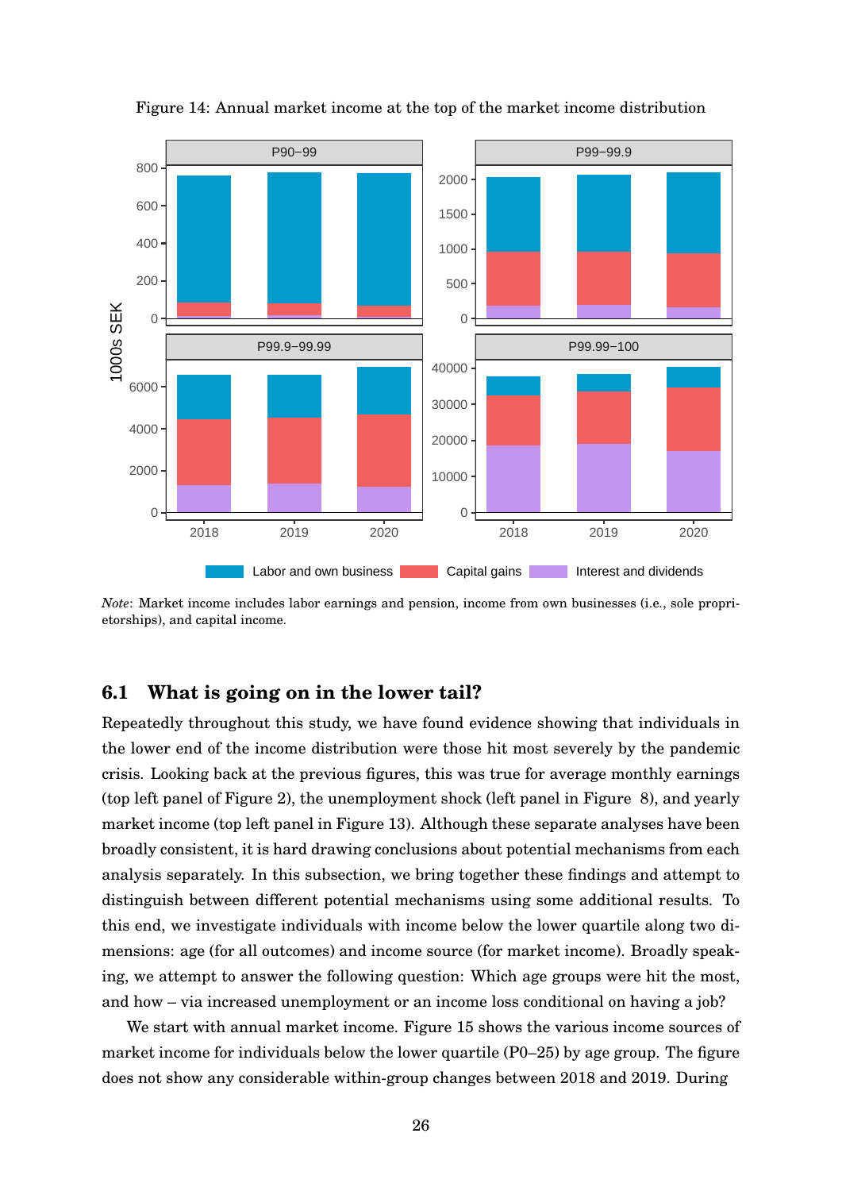Figure 14: Annual market income at the top of the market income distribution

*Note*: Market income includes labor earnings and pension, income from own businesses (i.e., sole proprietorships), and capital income.

### 6.1 What is going on in the lower tail?

Repeatedly throughout this study, we have found evidence showing that individuals in the lower end of the income distribution were those hit most severely by the pandemic crisis. Looking back at the previous figures, this was true for average monthly earnings (top left panel of Figure 2), the unemployment shock (left panel in Figure 8), and yearly market income (top left panel in Figure 13). Although these separate analyses have been broadly consistent, it is hard drawing conclusions about potential mechanisms from each analysis separately. In this subsection, we bring together these findings and attempt to distinguish between different potential mechanisms using some additional results. To this end, we investigate individuals with income below the lower quartile along two dimensions: age (for all outcomes) and income source (for market income). Broadly speaking, we attempt to answer the following question: Which age groups were hit the most, and how – via increased unemployment or an income loss conditional on having a job?

We start with annual market income. Figure 15 shows the various income sources of market income for individuals below the lower quartile (P0–25) by age group. The figure does not show any considerable within-group changes between 2018 and 2019. During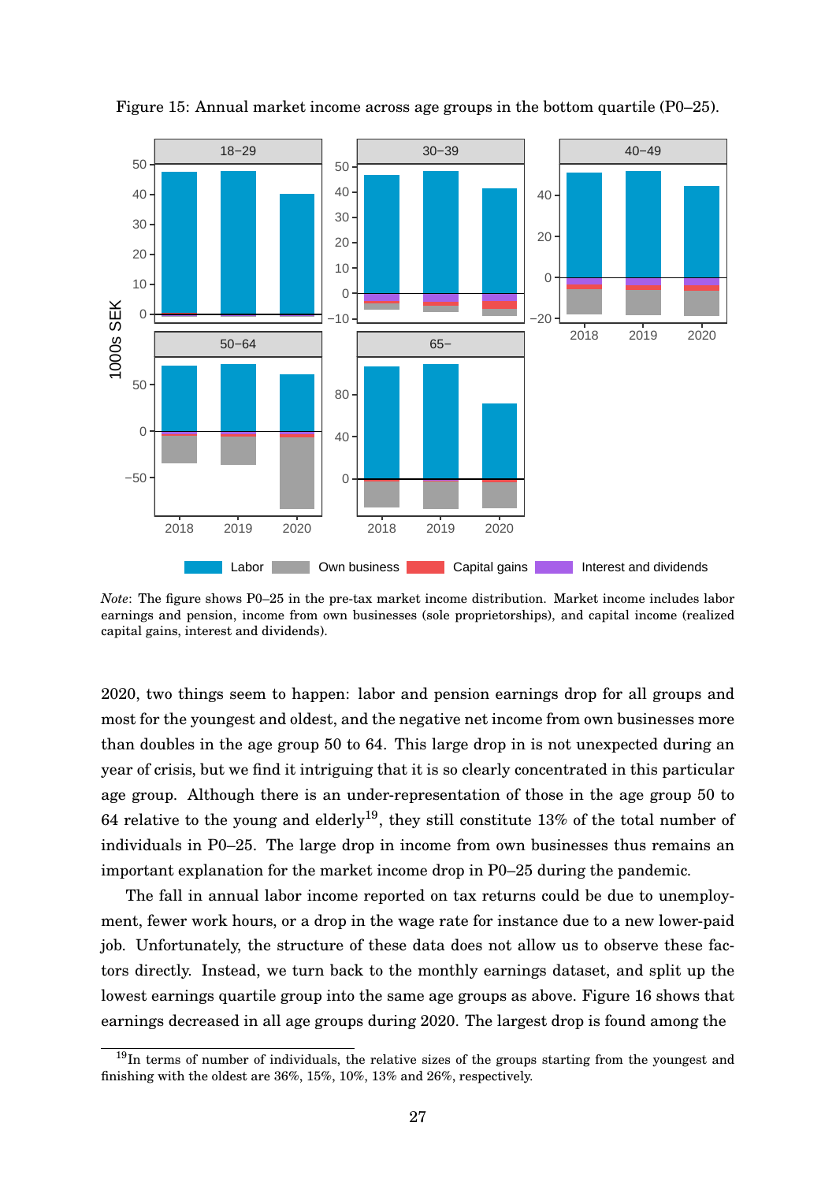Figure 15: Annual market income across age groups in the bottom quartile (P0–25).

*Note*: The figure shows P0–25 in the pre-tax market income distribution. Market income includes labor earnings and pension, income from own businesses (sole proprietorships), and capital income (realized capital gains, interest and dividends).

2020, two things seem to happen: labor and pension earnings drop for all groups and most for the youngest and oldest, and the negative net income from own businesses more than doubles in the age group 50 to 64. This large drop in is not unexpected during an year of crisis, but we find it intriguing that it is so clearly concentrated in this particular age group. Although there is an under-representation of those in the age group 50 to 64 relative to the young and elderly[19], they still constitute 13% of the total number of individuals in P0–25. The large drop in income from own businesses thus remains an important explanation for the market income drop in P0–25 during the pandemic.

The fall in annual labor income reported on tax returns could be due to unemployment, fewer work hours, or a drop in the wage rate for instance due to a new lower-paid job. Unfortunately, the structure of these data does not allow us to observe these factors directly. Instead, we turn back to the monthly earnings dataset, and split up the lowest earnings quartile group into the same age groups as above. Figure 16 shows that earnings decreased in all age groups during 2020. The largest drop is found among the

[19] In terms of number of individuals, the relative sizes of the groups starting from the youngest and finishing with the oldest are 36%, 15%, 10%, 13% and 26%, respectively.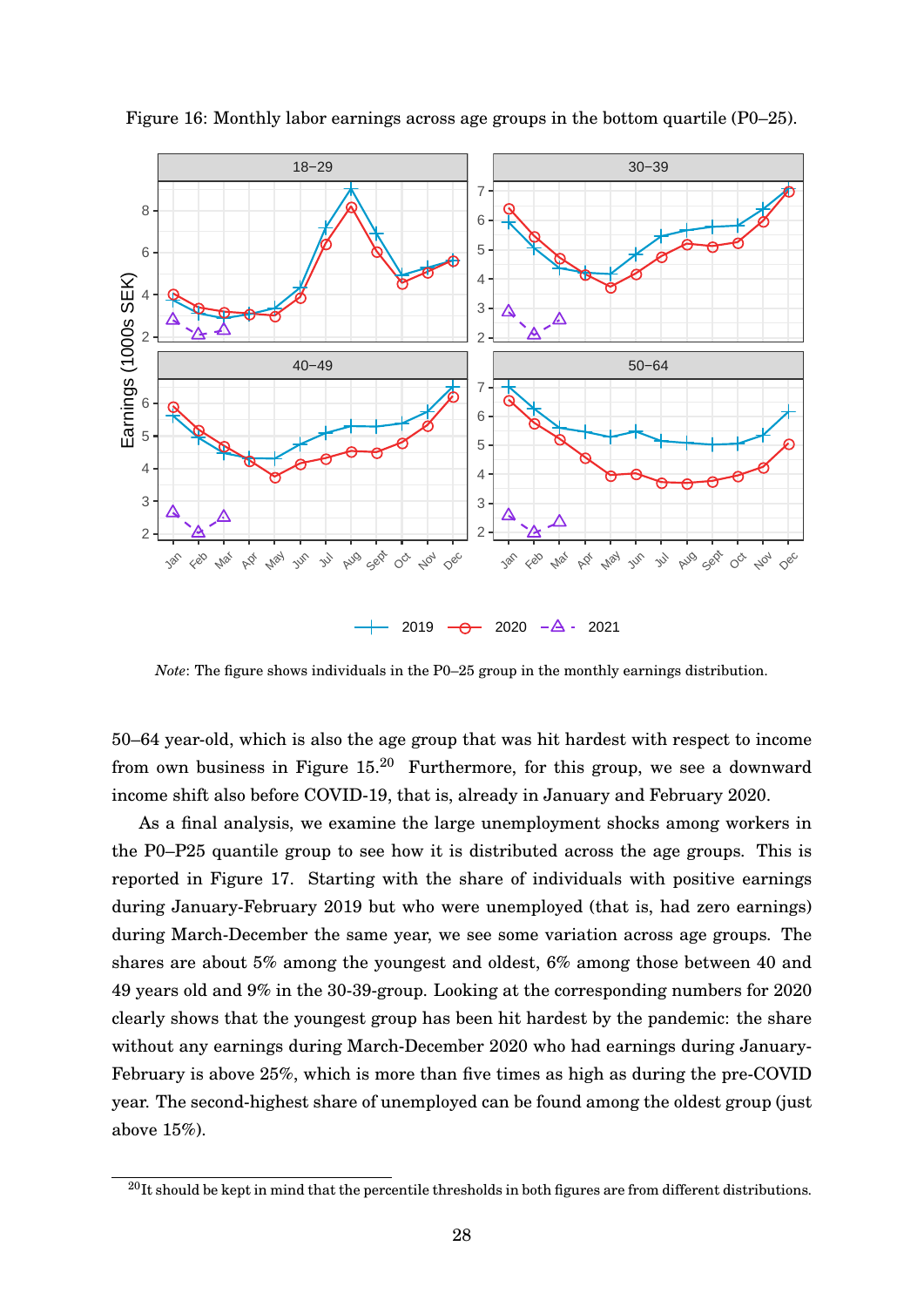Figure 16: Monthly labor earnings across age groups in the bottom quartile (P0–25).

*Note*: The figure shows individuals in the P0–25 group in the monthly earnings distribution.

50–64 year-old, which is also the age group that was hit hardest with respect to income from own business in Figure 15.[20] Furthermore, for this group, we see a downward income shift also before COVID-19, that is, already in January and February 2020.

As a final analysis, we examine the large unemployment shocks among workers in the P0–P25 quantile group to see how it is distributed across the age groups. This is reported in Figure 17. Starting with the share of individuals with positive earnings during January-February 2019 but who were unemployed (that is, had zero earnings) during March-December the same year, we see some variation across age groups. The shares are about 5% among the youngest and oldest, 6% among those between 40 and 49 years old and 9% in the 30-39-group. Looking at the corresponding numbers for 2020 clearly shows that the youngest group has been hit hardest by the pandemic: the share without any earnings during March-December 2020 who had earnings during January-February is above 25%, which is more than five times as high as during the pre-COVID year. The second-highest share of unemployed can be found among the oldest group (just above 15%).

[20] It should be kept in mind that the percentile thresholds in both figures are from different distributions.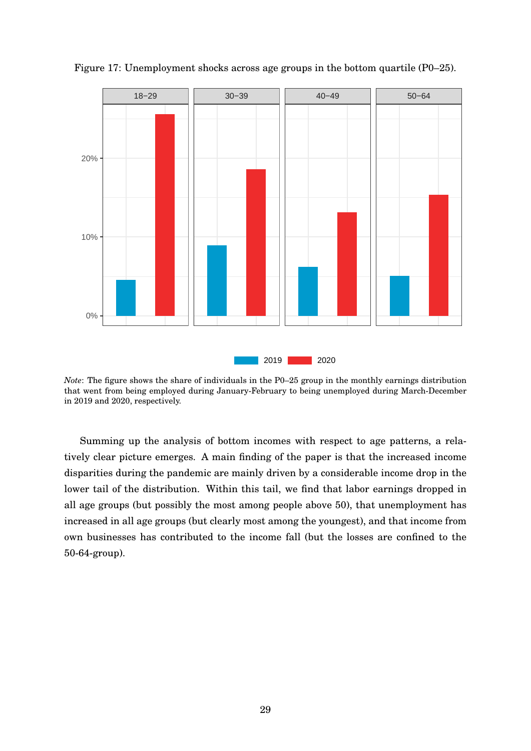Figure 17: Unemployment shocks across age groups in the bottom quartile (P0–25).

*Note*: The figure shows the share of individuals in the P0–25 group in the monthly earnings distribution that went from being employed during January-February to being unemployed during March-December in 2019 and 2020, respectively.

Summing up the analysis of bottom incomes with respect to age patterns, a relatively clear picture emerges. A main finding of the paper is that the increased income disparities during the pandemic are mainly driven by a considerable income drop in the lower tail of the distribution. Within this tail, we find that labor earnings dropped in all age groups (but possibly the most among people above 50), that unemployment has increased in all age groups (but clearly most among the youngest), and that income from own businesses has contributed to the income fall (but the losses are confined to the 50-64-group).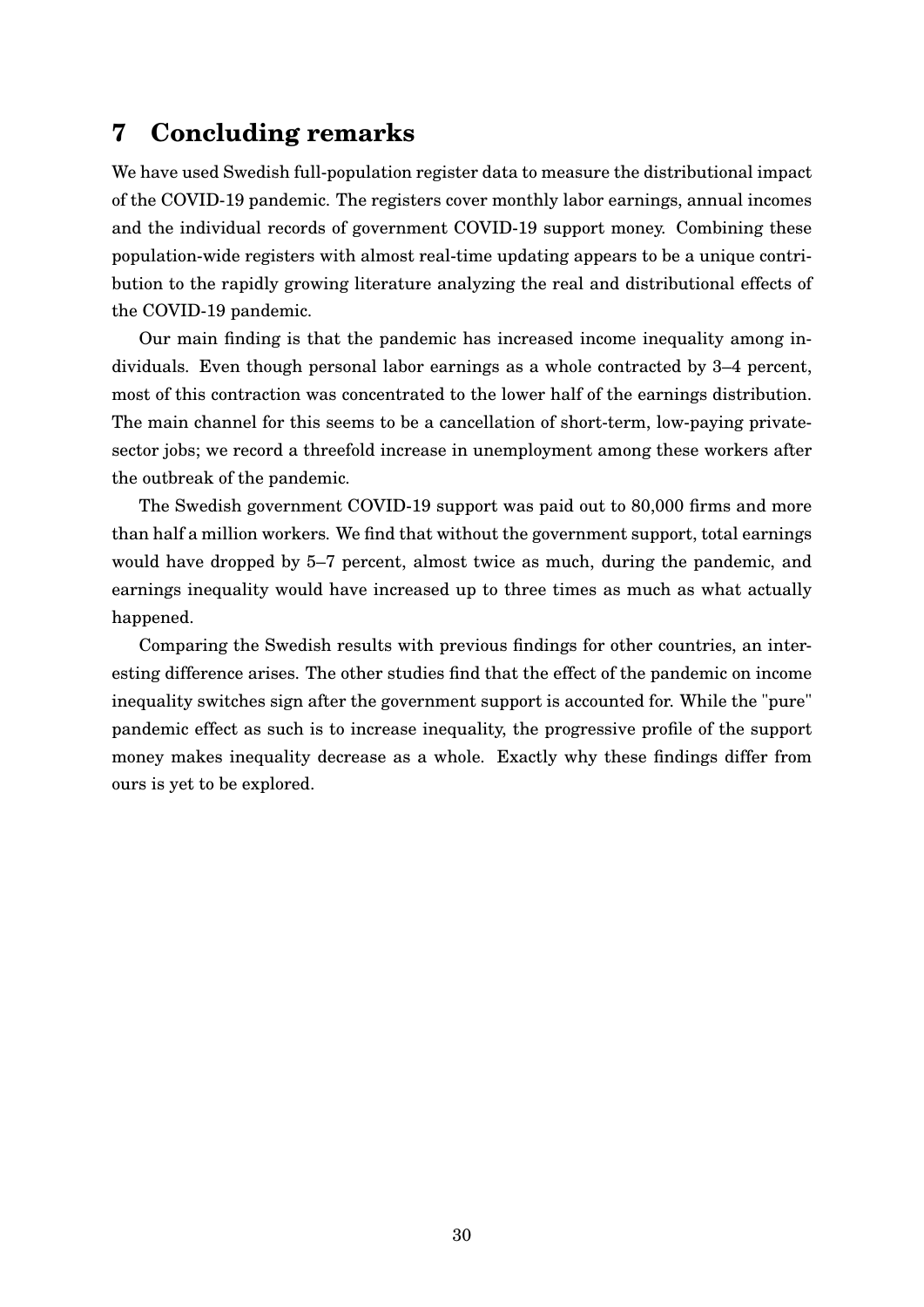# 7 Concluding remarks

We have used Swedish full-population register data to measure the distributional impact of the COVID-19 pandemic. The registers cover monthly labor earnings, annual incomes and the individual records of government COVID-19 support money. Combining these population-wide registers with almost real-time updating appears to be a unique contribution to the rapidly growing literature analyzing the real and distributional effects of the COVID-19 pandemic.

Our main finding is that the pandemic has increased income inequality among individuals. Even though personal labor earnings as a whole contracted by 3–4 percent, most of this contraction was concentrated to the lower half of the earnings distribution. The main channel for this seems to be a cancellation of short-term, low-paying private-sector jobs; we record a threefold increase in unemployment among these workers after the outbreak of the pandemic.

The Swedish government COVID-19 support was paid out to 80,000 firms and more than half a million workers. We find that without the government support, total earnings would have dropped by 5–7 percent, almost twice as much, during the pandemic, and earnings inequality would have increased up to three times as much as what actually happened.

Comparing the Swedish results with previous findings for other countries, an interesting difference arises. The other studies find that the effect of the pandemic on income inequality switches sign after the government support is accounted for. While the "pure" pandemic effect as such is to increase inequality, the progressive profile of the support money makes inequality decrease as a whole. Exactly why these findings differ from ours is yet to be explored.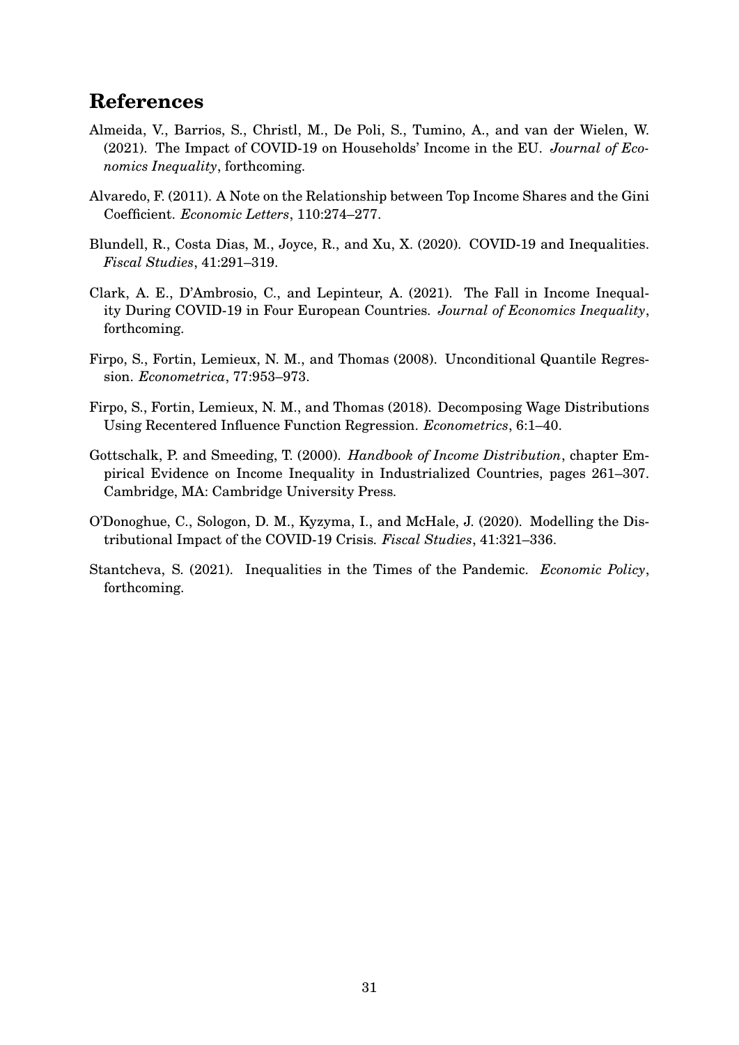# References

Almeida, V., Barrios, S., Christl, M., De Poli, S., Tumino, A., and van der Wielen, W. (2021). The Impact of COVID-19 on Households' Income in the EU. *Journal of Economics Inequality*, forthcoming.

Alvaredo, F. (2011). A Note on the Relationship between Top Income Shares and the Gini Coefficient. *Economic Letters*, 110:274–277.

Blundell, R., Costa Dias, M., Joyce, R., and Xu, X. (2020). COVID-19 and Inequalities. *Fiscal Studies*, 41:291–319.

Clark, A. E., D'Ambrosio, C., and Lepinteur, A. (2021). The Fall in Income Inequality During COVID-19 in Four European Countries. *Journal of Economics Inequality*, forthcoming.

Firpo, S., Fortin, Lemieux, N. M., and Thomas (2008). Unconditional Quantile Regression. *Econometrica*, 77:953–973.

Firpo, S., Fortin, Lemieux, N. M., and Thomas (2018). Decomposing Wage Distributions Using Recentered Influence Function Regression. *Econometrics*, 6:1–40.

Gottschalk, P. and Smeeding, T. (2000). *Handbook of Income Distribution*, chapter Empirical Evidence on Income Inequality in Industrialized Countries, pages 261–307. Cambridge, MA: Cambridge University Press.

O'Donoghue, C., Sologon, D. M., Kyzyma, I., and McHale, J. (2020). Modelling the Distributional Impact of the COVID-19 Crisis. *Fiscal Studies*, 41:321–336.

Stantcheva, S. (2021). Inequalities in the Times of the Pandemic. *Economic Policy*, forthcoming.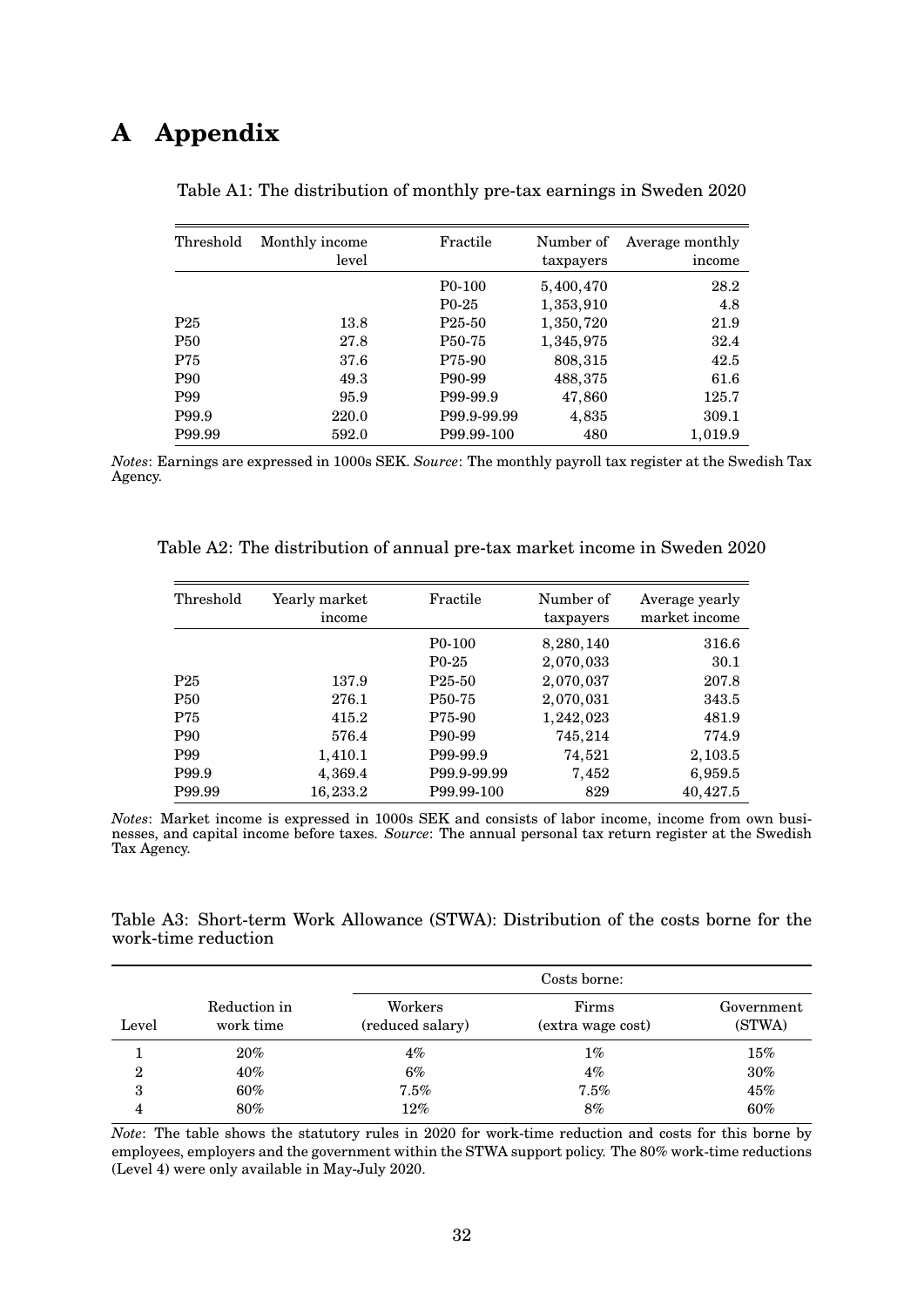# A Appendix

Table A1: The distribution of monthly pre-tax earnings in Sweden 2020

| Threshold | Monthly income level | Fractile | Number of taxpayers | Average monthly income |
|---|---|---|---|---|
| | | P0-100 | 5,400,470 | 28.2 |
| | | P0-25 | 1,353,910 | 4.8 |
| P25 | 13.8 | P25-50 | 1,350,720 | 21.9 |
| P50 | 27.8 | P50-75 | 1,345,975 | 32.4 |
| P75 | 37.6 | P75-90 | 808,315 | 42.5 |
| P90 | 49.3 | P90-99 | 488,375 | 61.6 |
| P99 | 95.9 | P99-99.9 | 47,860 | 125.7 |
| P99.9 | 220.0 | P99.9-99.99 | 4,835 | 309.1 |
| P99.99 | 592.0 | P99.99-100 | 480 | 1,019.9 |

*Notes*: Earnings are expressed in 1000s SEK. *Source*: The monthly payroll tax register at the Swedish Tax Agency.

Table A2: The distribution of annual pre-tax market income in Sweden 2020

| Threshold | Yearly market income | Fractile | Number of taxpayers | Average yearly market income |
|---|---|---|---|---|
| | | P0-100 | 8,280,140 | 316.6 |
| | | P0-25 | 2,070,033 | 30.1 |
| P25 | 137.9 | P25-50 | 2,070,037 | 207.8 |
| P50 | 276.1 | P50-75 | 2,070,031 | 343.5 |
| P75 | 415.2 | P75-90 | 1,242,023 | 481.9 |
| P90 | 576.4 | P90-99 | 745,214 | 774.9 |
| P99 | 1,410.1 | P99-99.9 | 74,521 | 2,103.5 |
| P99.9 | 4,369.4 | P99.9-99.99 | 7,452 | 6,959.5 |
| P99.99 | 16,233.2 | P99.99-100 | 829 | 40,427.5 |

*Notes*: Market income is expressed in 1000s SEK and consists of labor income, income from own businesses, and capital income before taxes. *Source*: The annual personal tax return register at the Swedish Tax Agency.

Table A3: Short-term Work Allowance (STWA): Distribution of the costs borne for the work-time reduction

| | | Costs borne: | | |
|---|---|---|---|---|
| Level | Reduction in work time | Workers (reduced salary) | Firms (extra wage cost) | Government (STWA) |
| 1 | 20% | 4% | 1% | 15% |
| 2 | 40% | 6% | 4% | 30% |
| 3 | 60% | 7.5% | 7.5% | 45% |
| 4 | 80% | 12% | 8% | 60% |

*Note*: The table shows the statutory rules in 2020 for work-time reduction and costs for this borne by employees, employers and the government within the STWA support policy. The 80% work-time reductions (Level 4) were only available in May-July 2020.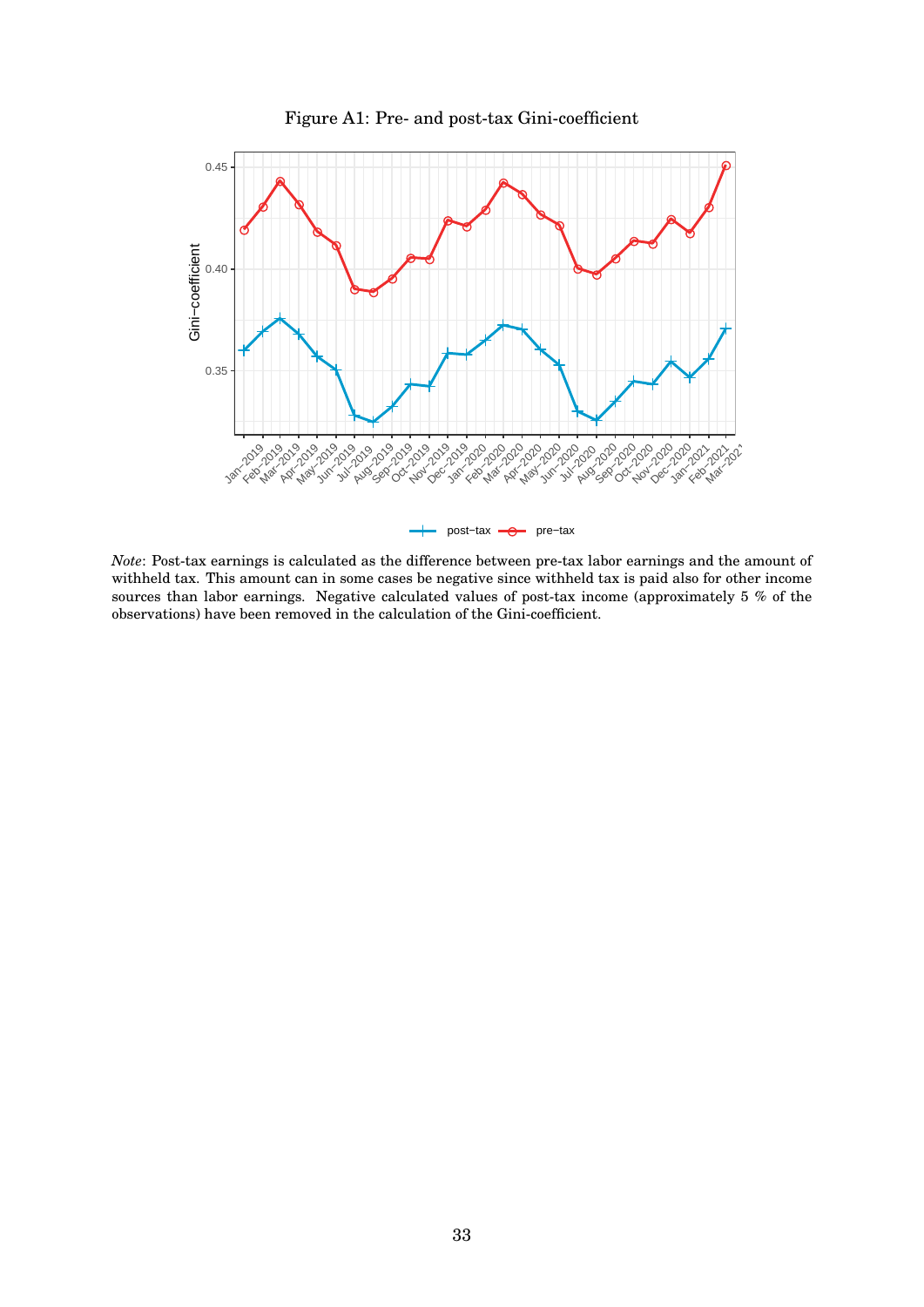Figure A1: Pre- and post-tax Gini-coefficient

*Note*: Post-tax earnings is calculated as the difference between pre-tax labor earnings and the amount of withheld tax. This amount can in some cases be negative since withheld tax is paid also for other income sources than labor earnings. Negative calculated values of post-tax income (approximately 5 % of the observations) have been removed in the calculation of the Gini-coefficient.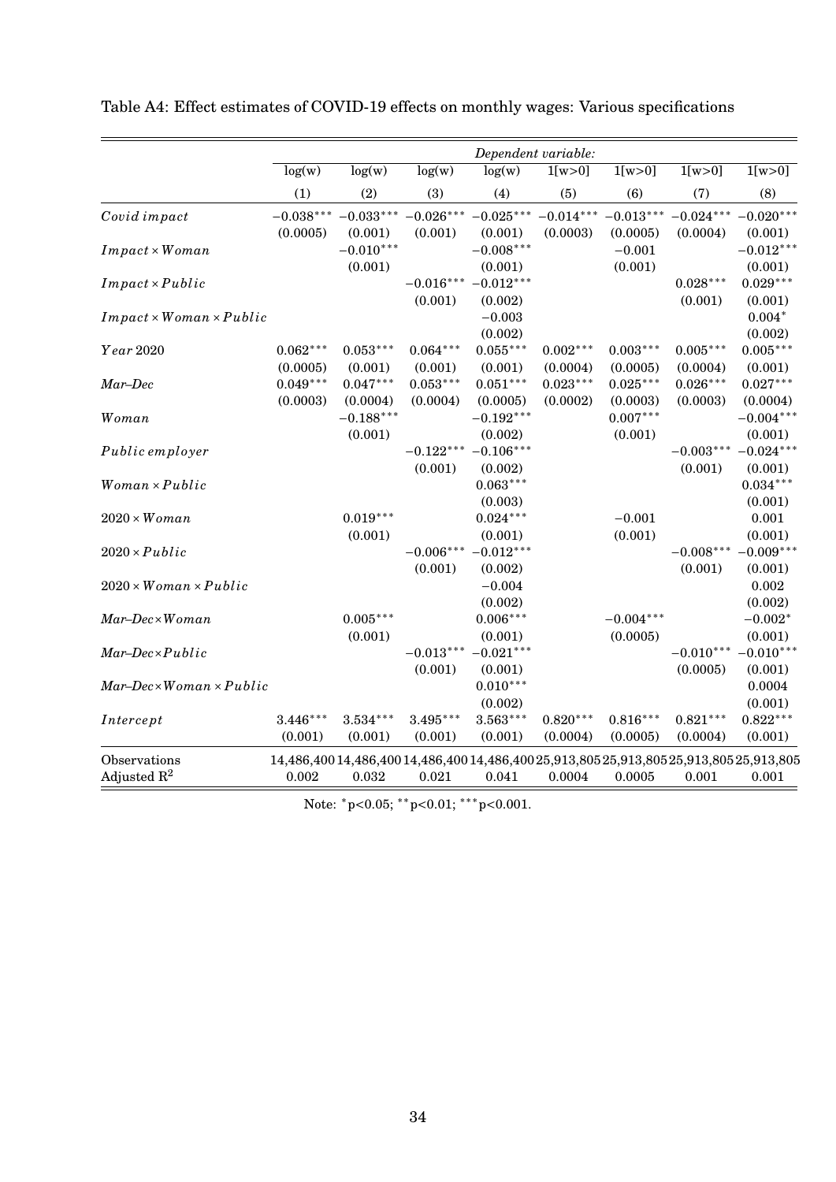Table A4: Effect estimates of COVID-19 effects on monthly wages: Various specifications

| | *Dependent variable:* | | | | | | | |
|---|---|---|---|---|---|---|---|---|
| | log(w) | log(w) | log(w) | log(w) | 1[w>0] | 1[w>0] | 1[w>0] | 1[w>0] |
| | (1) | (2) | (3) | (4) | (5) | (6) | (7) | (8) |
| *Covid impact* | −0.038*** | −0.033*** | −0.026*** | −0.025*** | −0.014*** | −0.013*** | −0.024*** | −0.020*** |
| | (0.0005) | (0.001) | (0.001) | (0.001) | (0.0003) | (0.0005) | (0.0004) | (0.001) |
| *Impact × Woman* | | −0.010*** | | −0.008*** | | −0.001 | | −0.012*** |
| | | (0.001) | | (0.001) | | (0.001) | | (0.001) |
| *Impact × Public* | | | −0.016*** | −0.012*** | | | 0.028*** | 0.029*** |
| | | | (0.001) | (0.002) | | | (0.001) | (0.001) |
| *Impact × Woman × Public* | | | | −0.003 | | | | 0.004* |
| | | | | (0.002) | | | | (0.002) |
| *Year* 2020 | 0.062*** | 0.053*** | 0.064*** | 0.055*** | 0.002*** | 0.003*** | 0.005*** | 0.005*** |
| | (0.0005) | (0.001) | (0.001) | (0.001) | (0.0004) | (0.0005) | (0.0004) | (0.001) |
| *Mar–Dec* | 0.049*** | 0.047*** | 0.053*** | 0.051*** | 0.023*** | 0.025*** | 0.026*** | 0.027*** |
| | (0.0003) | (0.0004) | (0.0004) | (0.0005) | (0.0002) | (0.0003) | (0.0003) | (0.0004) |
| *Woman* | | −0.188*** | | −0.192*** | | 0.007*** | | −0.004*** |
| | | (0.001) | | (0.002) | | (0.001) | | (0.001) |
| *Public employer* | | | −0.122*** | −0.106*** | | | −0.003*** | −0.024*** |
| | | | (0.001) | (0.002) | | | (0.001) | (0.001) |
| *Woman × Public* | | | | 0.063*** | | | | 0.034*** |
| | | | | (0.003) | | | | (0.001) |
| 2020 × *Woman* | | 0.019*** | | 0.024*** | | −0.001 | | 0.001 |
| | | (0.001) | | (0.001) | | (0.001) | | (0.001) |
| 2020 × *Public* | | | −0.006*** | −0.012*** | | | −0.008*** | −0.009*** |
| | | | (0.001) | (0.002) | | | (0.001) | (0.001) |
| 2020 × *Woman* × *Public* | | | | −0.004 | | | | 0.002 |
| | | | | (0.002) | | | | (0.002) |
| *Mar–Dec×Woman* | | 0.005*** | | 0.006*** | | −0.004*** | | −0.002* |
| | | (0.001) | | (0.001) | | (0.0005) | | (0.001) |
| *Mar–Dec×Public* | | | −0.013*** | −0.021*** | | | −0.010*** | −0.010*** |
| | | | (0.001) | (0.001) | | | (0.0005) | (0.001) |
| *Mar–Dec×Woman × Public* | | | | 0.010*** | | | | 0.0004 |
| | | | | (0.002) | | | | (0.001) |
| *Intercept* | 3.446*** | 3.534*** | 3.495*** | 3.563*** | 0.820*** | 0.816*** | 0.821*** | 0.822*** |
| | (0.001) | (0.001) | (0.001) | (0.001) | (0.0004) | (0.0005) | (0.0004) | (0.001) |
| Observations | 14,486,400 | 14,486,400 | 14,486,400 | 14,486,400 | 25,913,805 | 25,913,805 | 25,913,805 | 25,913,805 |
| Adjusted $R^2$ | 0.002 | 0.032 | 0.021 | 0.041 | 0.0004 | 0.0005 | 0.001 | 0.001 |

Note: $^{*}$p<0.05; $^{**}$p<0.01; $^{***}$p<0.001.